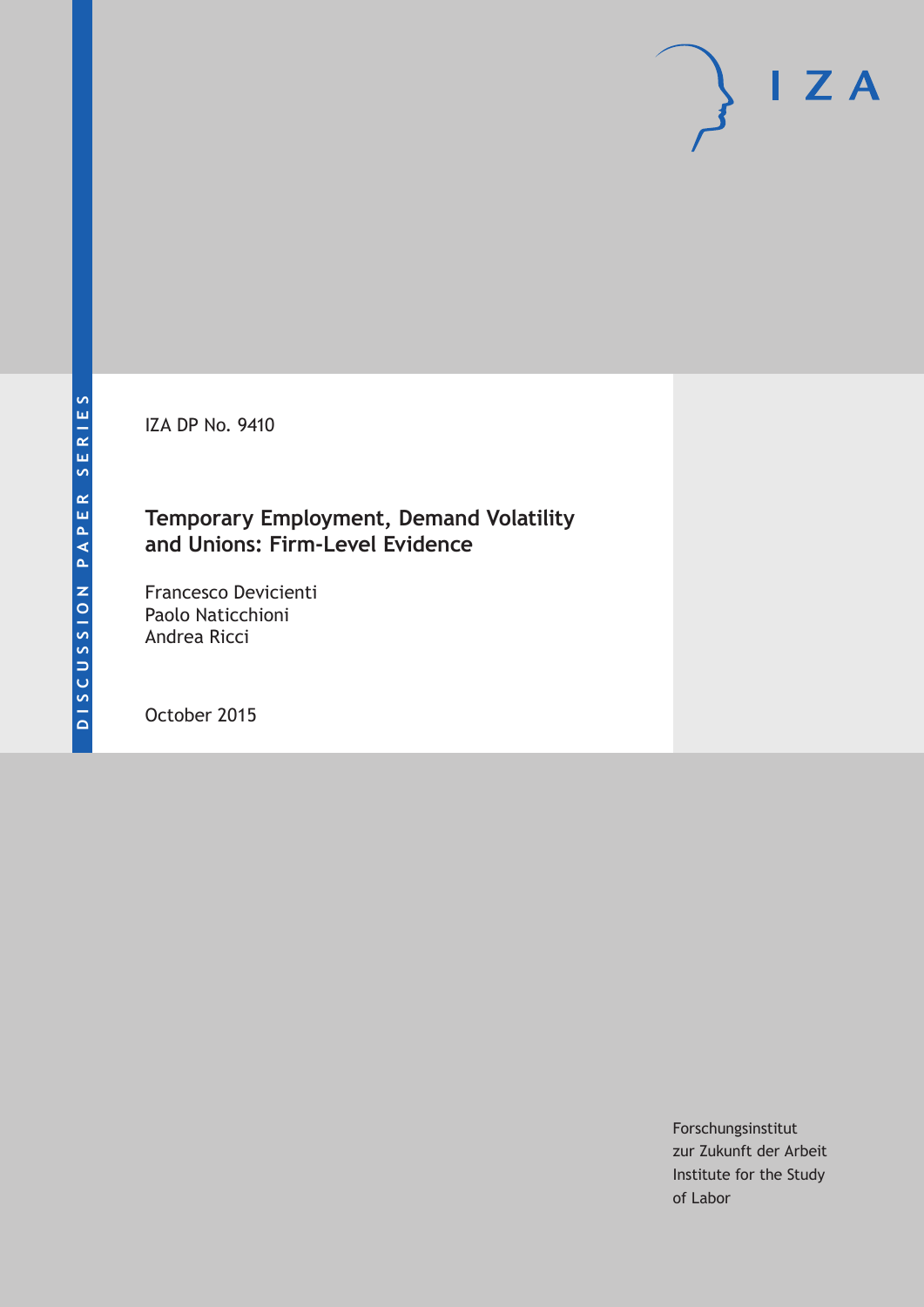DISCUSSION PAPER SERIES

IZA DP No. 9410

# Temporary Employment, Demand Volatility and Unions: Firm-Level Evidence

Francesco Devicienti
Paolo Naticchioni
Andrea Ricci

October 2015

Forschungsinstitut
zur Zukunft der Arbeit
Institute for the Study
of Labor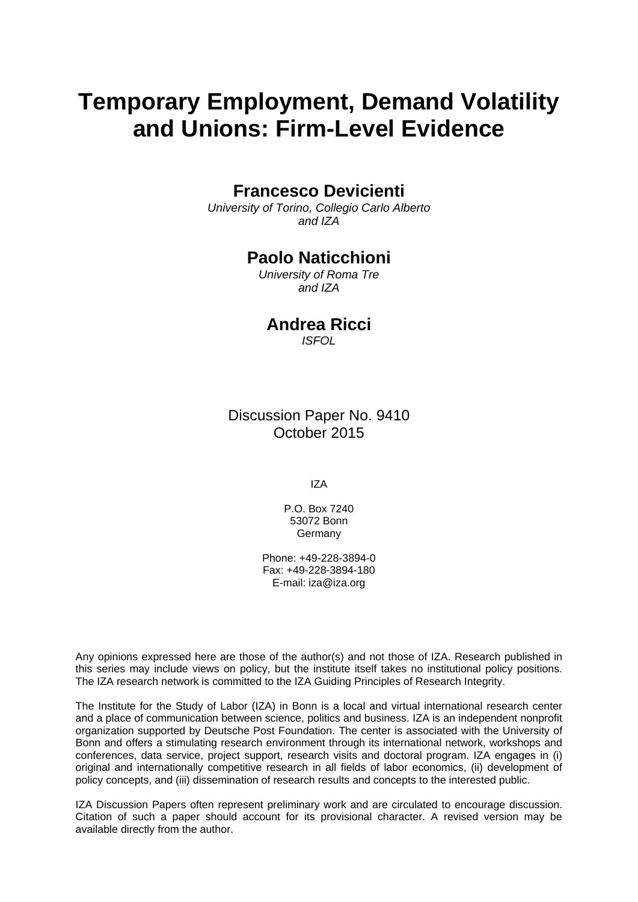# Temporary Employment, Demand Volatility and Unions: Firm-Level Evidence

**Francesco Devicienti**

*University of Torino, Collegio Carlo Alberto and IZA*

**Paolo Naticchioni**

*University of Roma Tre and IZA*

**Andrea Ricci**

*ISFOL*

Discussion Paper No. 9410
October 2015

IZA

P.O. Box 7240
53072 Bonn
Germany

Phone: +49-228-3894-0
Fax: +49-228-3894-180
E-mail: iza@iza.org

Any opinions expressed here are those of the author(s) and not those of IZA. Research published in this series may include views on policy, but the institute itself takes no institutional policy positions. The IZA research network is committed to the IZA Guiding Principles of Research Integrity.

The Institute for the Study of Labor (IZA) in Bonn is a local and virtual international research center and a place of communication between science, politics and business. IZA is an independent nonprofit organization supported by Deutsche Post Foundation. The center is associated with the University of Bonn and offers a stimulating research environment through its international network, workshops and conferences, data service, project support, research visits and doctoral program. IZA engages in (i) original and internationally competitive research in all fields of labor economics, (ii) development of policy concepts, and (iii) dissemination of research results and concepts to the interested public.

IZA Discussion Papers often represent preliminary work and are circulated to encourage discussion. Citation of such a paper should account for its provisional character. A revised version may be available directly from the author.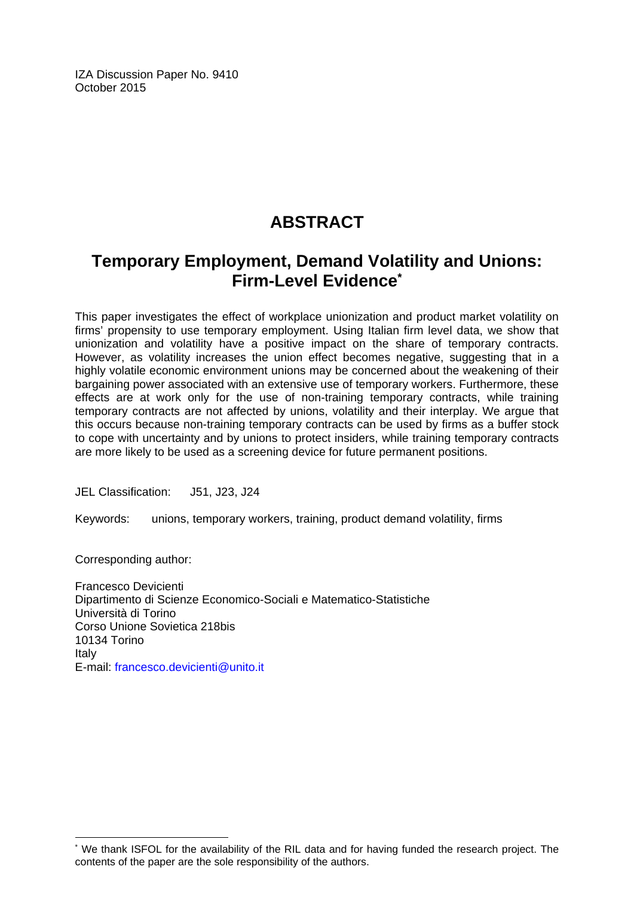IZA Discussion Paper No. 9410
October 2015

# ABSTRACT

## Temporary Employment, Demand Volatility and Unions: Firm-Level Evidence*

This paper investigates the effect of workplace unionization and product market volatility on firms' propensity to use temporary employment. Using Italian firm level data, we show that unionization and volatility have a positive impact on the share of temporary contracts. However, as volatility increases the union effect becomes negative, suggesting that in a highly volatile economic environment unions may be concerned about the weakening of their bargaining power associated with an extensive use of temporary workers. Furthermore, these effects are at work only for the use of non-training temporary contracts, while training temporary contracts are not affected by unions, volatility and their interplay. We argue that this occurs because non-training temporary contracts can be used by firms as a buffer stock to cope with uncertainty and by unions to protect insiders, while training temporary contracts are more likely to be used as a screening device for future permanent positions.

JEL Classification: J51, J23, J24

Keywords: unions, temporary workers, training, product demand volatility, firms

Corresponding author:

Francesco Devicienti
Dipartimento di Scienze Economico-Sociali e Matematico-Statistiche
Università di Torino
Corso Unione Sovietica 218bis
10134 Torino
Italy
E-mail: francesco.devicienti@unito.it

* We thank ISFOL for the availability of the RIL data and for having funded the research project. The contents of the paper are the sole responsibility of the authors.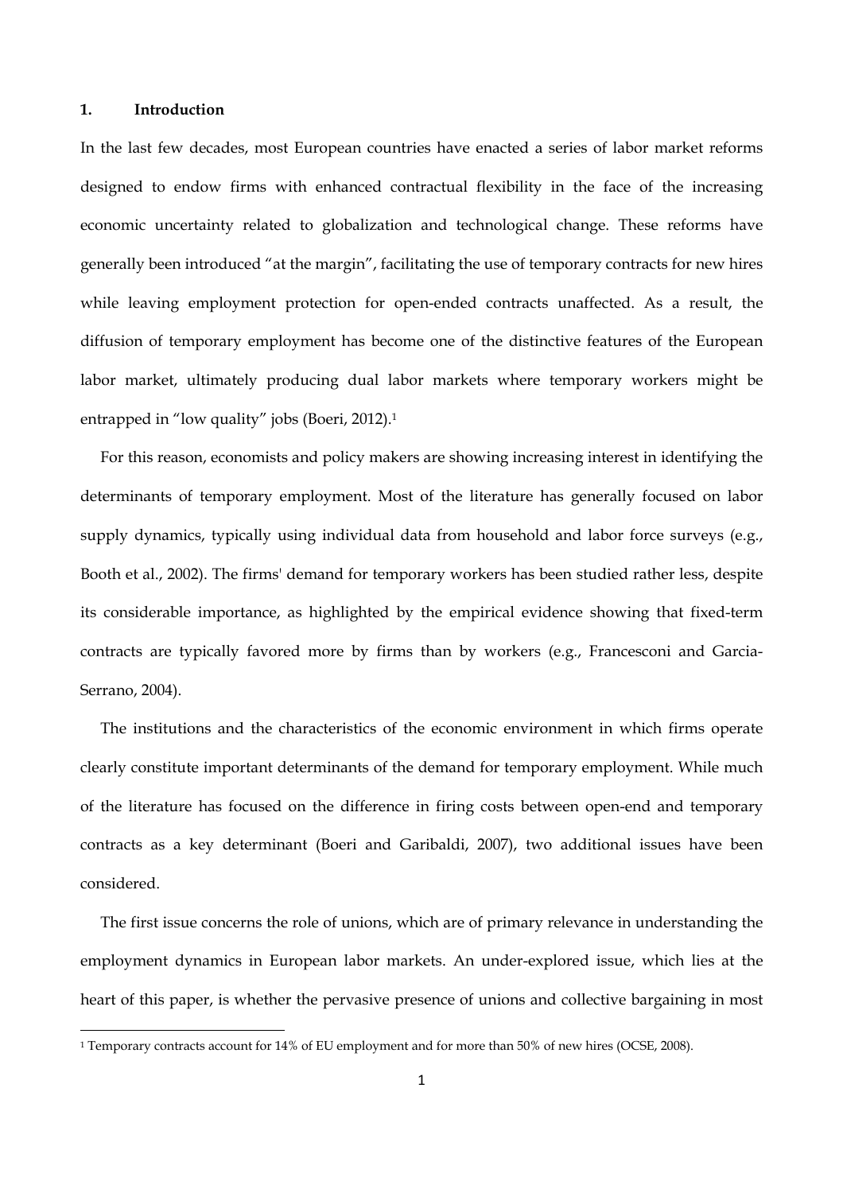## 1. Introduction

In the last few decades, most European countries have enacted a series of labor market reforms designed to endow firms with enhanced contractual flexibility in the face of the increasing economic uncertainty related to globalization and technological change. These reforms have generally been introduced "at the margin", facilitating the use of temporary contracts for new hires while leaving employment protection for open-ended contracts unaffected. As a result, the diffusion of temporary employment has become one of the distinctive features of the European labor market, ultimately producing dual labor markets where temporary workers might be entrapped in "low quality" jobs (Boeri, 2012).[1]

For this reason, economists and policy makers are showing increasing interest in identifying the determinants of temporary employment. Most of the literature has generally focused on labor supply dynamics, typically using individual data from household and labor force surveys (e.g., Booth et al., 2002). The firms' demand for temporary workers has been studied rather less, despite its considerable importance, as highlighted by the empirical evidence showing that fixed-term contracts are typically favored more by firms than by workers (e.g., Francesconi and Garcia-Serrano, 2004).

The institutions and the characteristics of the economic environment in which firms operate clearly constitute important determinants of the demand for temporary employment. While much of the literature has focused on the difference in firing costs between open-end and temporary contracts as a key determinant (Boeri and Garibaldi, 2007), two additional issues have been considered.

The first issue concerns the role of unions, which are of primary relevance in understanding the employment dynamics in European labor markets. An under-explored issue, which lies at the heart of this paper, is whether the pervasive presence of unions and collective bargaining in most

[1] Temporary contracts account for 14% of EU employment and for more than 50% of new hires (OCSE, 2008).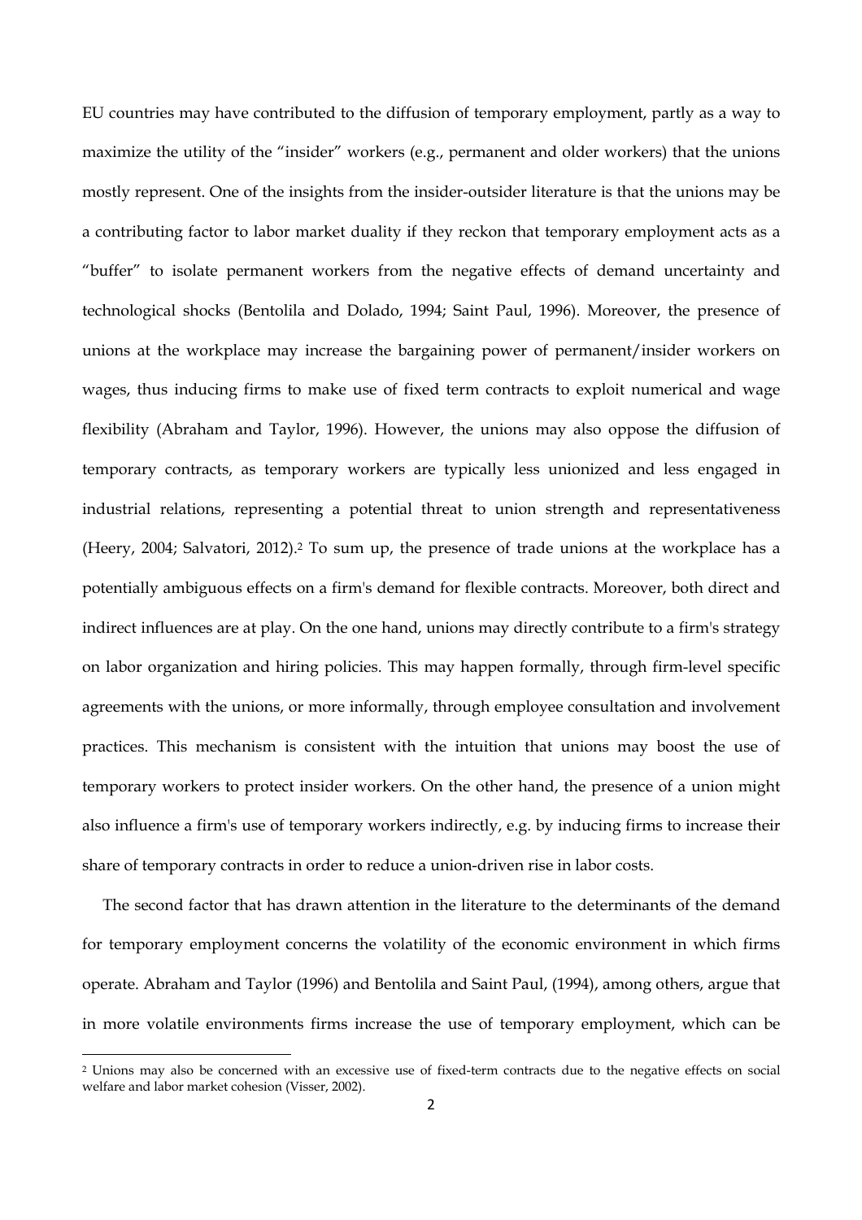EU countries may have contributed to the diffusion of temporary employment, partly as a way to maximize the utility of the "insider" workers (e.g., permanent and older workers) that the unions mostly represent. One of the insights from the insider-outsider literature is that the unions may be a contributing factor to labor market duality if they reckon that temporary employment acts as a "buffer" to isolate permanent workers from the negative effects of demand uncertainty and technological shocks (Bentolila and Dolado, 1994; Saint Paul, 1996). Moreover, the presence of unions at the workplace may increase the bargaining power of permanent/insider workers on wages, thus inducing firms to make use of fixed term contracts to exploit numerical and wage flexibility (Abraham and Taylor, 1996). However, the unions may also oppose the diffusion of temporary contracts, as temporary workers are typically less unionized and less engaged in industrial relations, representing a potential threat to union strength and representativeness (Heery, 2004; Salvatori, 2012).[2] To sum up, the presence of trade unions at the workplace has a potentially ambiguous effects on a firm's demand for flexible contracts. Moreover, both direct and indirect influences are at play. On the one hand, unions may directly contribute to a firm's strategy on labor organization and hiring policies. This may happen formally, through firm-level specific agreements with the unions, or more informally, through employee consultation and involvement practices. This mechanism is consistent with the intuition that unions may boost the use of temporary workers to protect insider workers. On the other hand, the presence of a union might also influence a firm's use of temporary workers indirectly, e.g. by inducing firms to increase their share of temporary contracts in order to reduce a union-driven rise in labor costs.

The second factor that has drawn attention in the literature to the determinants of the demand for temporary employment concerns the volatility of the economic environment in which firms operate. Abraham and Taylor (1996) and Bentolila and Saint Paul, (1994), among others, argue that in more volatile environments firms increase the use of temporary employment, which can be

[2] Unions may also be concerned with an excessive use of fixed-term contracts due to the negative effects on social welfare and labor market cohesion (Visser, 2002).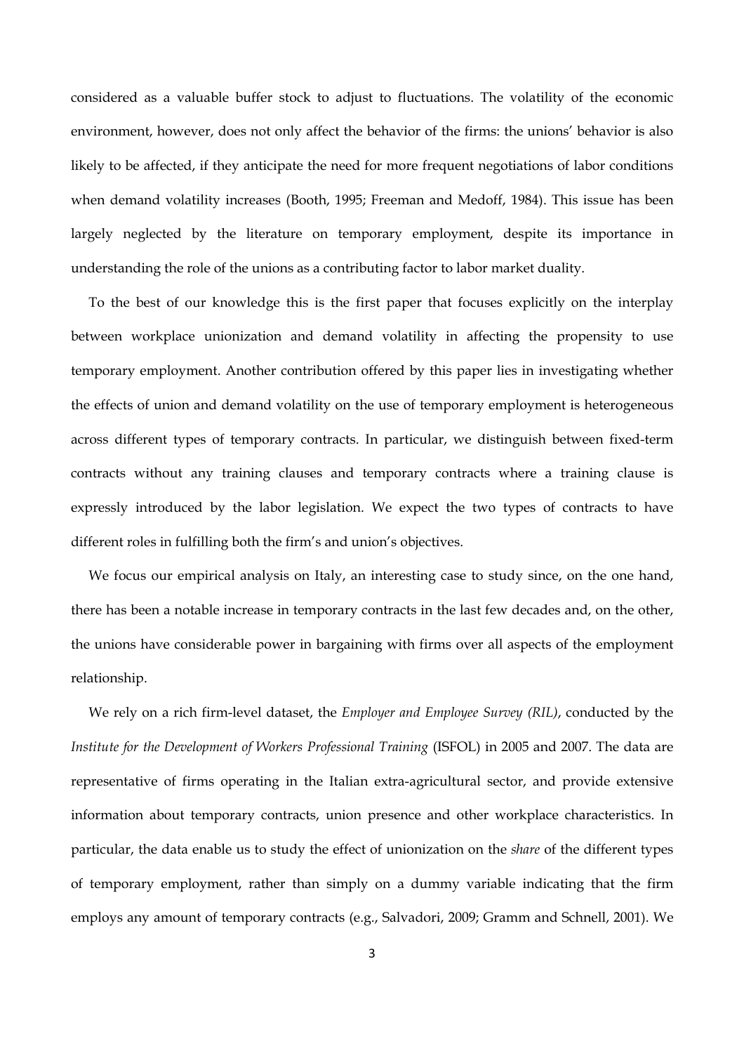considered as a valuable buffer stock to adjust to fluctuations. The volatility of the economic environment, however, does not only affect the behavior of the firms: the unions' behavior is also likely to be affected, if they anticipate the need for more frequent negotiations of labor conditions when demand volatility increases (Booth, 1995; Freeman and Medoff, 1984). This issue has been largely neglected by the literature on temporary employment, despite its importance in understanding the role of the unions as a contributing factor to labor market duality.

To the best of our knowledge this is the first paper that focuses explicitly on the interplay between workplace unionization and demand volatility in affecting the propensity to use temporary employment. Another contribution offered by this paper lies in investigating whether the effects of union and demand volatility on the use of temporary employment is heterogeneous across different types of temporary contracts. In particular, we distinguish between fixed-term contracts without any training clauses and temporary contracts where a training clause is expressly introduced by the labor legislation. We expect the two types of contracts to have different roles in fulfilling both the firm's and union's objectives.

We focus our empirical analysis on Italy, an interesting case to study since, on the one hand, there has been a notable increase in temporary contracts in the last few decades and, on the other, the unions have considerable power in bargaining with firms over all aspects of the employment relationship.

We rely on a rich firm-level dataset, the *Employer and Employee Survey (RIL)*, conducted by the *Institute for the Development of Workers Professional Training* (ISFOL) in 2005 and 2007. The data are representative of firms operating in the Italian extra-agricultural sector, and provide extensive information about temporary contracts, union presence and other workplace characteristics. In particular, the data enable us to study the effect of unionization on the *share* of the different types of temporary employment, rather than simply on a dummy variable indicating that the firm employs any amount of temporary contracts (e.g., Salvadori, 2009; Gramm and Schnell, 2001). We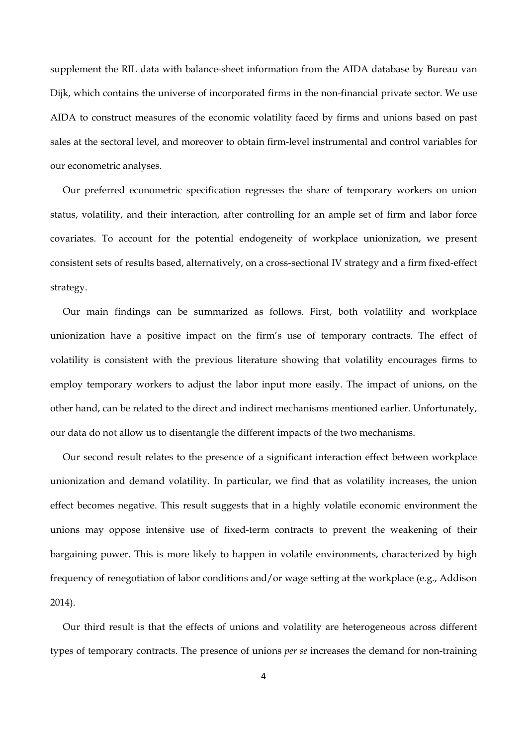supplement the RIL data with balance-sheet information from the AIDA database by Bureau van Dijk, which contains the universe of incorporated firms in the non-financial private sector. We use AIDA to construct measures of the economic volatility faced by firms and unions based on past sales at the sectoral level, and moreover to obtain firm-level instrumental and control variables for our econometric analyses.

Our preferred econometric specification regresses the share of temporary workers on union status, volatility, and their interaction, after controlling for an ample set of firm and labor force covariates. To account for the potential endogeneity of workplace unionization, we present consistent sets of results based, alternatively, on a cross-sectional IV strategy and a firm fixed-effect strategy.

Our main findings can be summarized as follows. First, both volatility and workplace unionization have a positive impact on the firm's use of temporary contracts. The effect of volatility is consistent with the previous literature showing that volatility encourages firms to employ temporary workers to adjust the labor input more easily. The impact of unions, on the other hand, can be related to the direct and indirect mechanisms mentioned earlier. Unfortunately, our data do not allow us to disentangle the different impacts of the two mechanisms.

Our second result relates to the presence of a significant interaction effect between workplace unionization and demand volatility. In particular, we find that as volatility increases, the union effect becomes negative. This result suggests that in a highly volatile economic environment the unions may oppose intensive use of fixed-term contracts to prevent the weakening of their bargaining power. This is more likely to happen in volatile environments, characterized by high frequency of renegotiation of labor conditions and/or wage setting at the workplace (e.g., Addison 2014).

Our third result is that the effects of unions and volatility are heterogeneous across different types of temporary contracts. The presence of unions *per se* increases the demand for non-training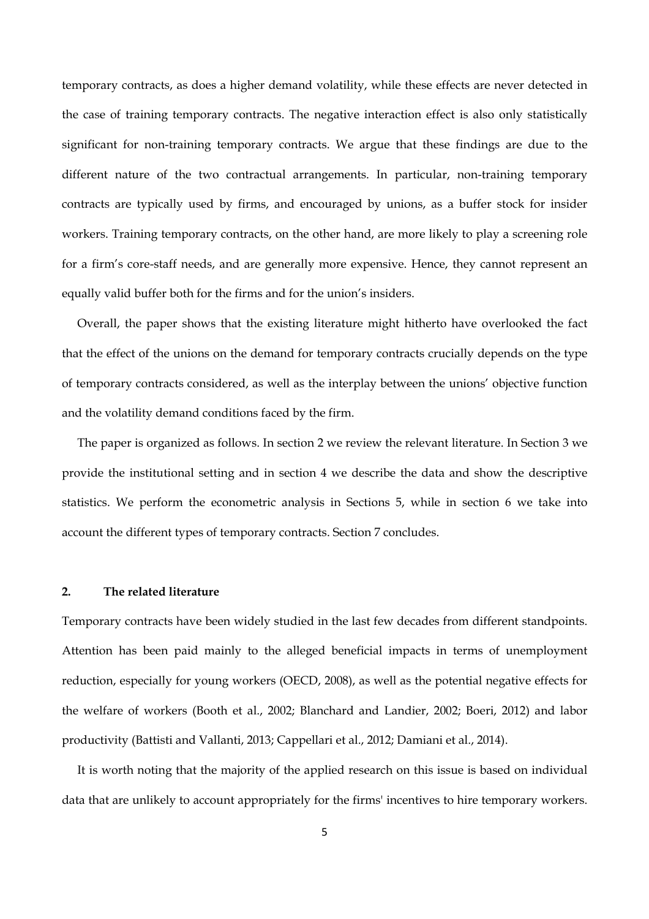temporary contracts, as does a higher demand volatility, while these effects are never detected in the case of training temporary contracts. The negative interaction effect is also only statistically significant for non-training temporary contracts. We argue that these findings are due to the different nature of the two contractual arrangements. In particular, non-training temporary contracts are typically used by firms, and encouraged by unions, as a buffer stock for insider workers. Training temporary contracts, on the other hand, are more likely to play a screening role for a firm's core-staff needs, and are generally more expensive. Hence, they cannot represent an equally valid buffer both for the firms and for the union's insiders.

Overall, the paper shows that the existing literature might hitherto have overlooked the fact that the effect of the unions on the demand for temporary contracts crucially depends on the type of temporary contracts considered, as well as the interplay between the unions' objective function and the volatility demand conditions faced by the firm.

The paper is organized as follows. In section 2 we review the relevant literature. In Section 3 we provide the institutional setting and in section 4 we describe the data and show the descriptive statistics. We perform the econometric analysis in Sections 5, while in section 6 we take into account the different types of temporary contracts. Section 7 concludes.

## 2. The related literature

Temporary contracts have been widely studied in the last few decades from different standpoints. Attention has been paid mainly to the alleged beneficial impacts in terms of unemployment reduction, especially for young workers (OECD, 2008), as well as the potential negative effects for the welfare of workers (Booth et al., 2002; Blanchard and Landier, 2002; Boeri, 2012) and labor productivity (Battisti and Vallanti, 2013; Cappellari et al., 2012; Damiani et al., 2014).

It is worth noting that the majority of the applied research on this issue is based on individual data that are unlikely to account appropriately for the firms' incentives to hire temporary workers.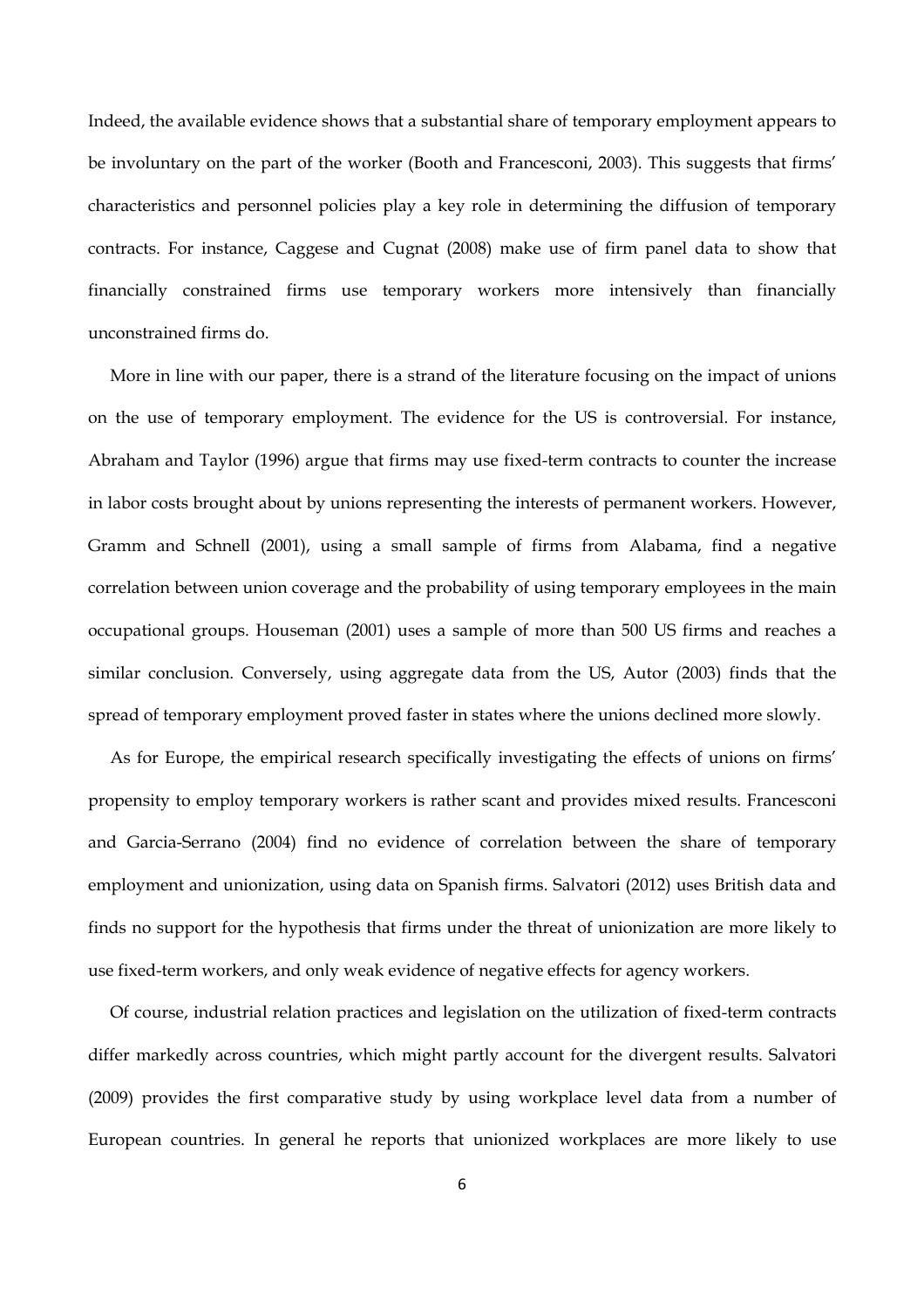Indeed, the available evidence shows that a substantial share of temporary employment appears to be involuntary on the part of the worker (Booth and Francesconi, 2003). This suggests that firms' characteristics and personnel policies play a key role in determining the diffusion of temporary contracts. For instance, Caggese and Cugnat (2008) make use of firm panel data to show that financially constrained firms use temporary workers more intensively than financially unconstrained firms do.

More in line with our paper, there is a strand of the literature focusing on the impact of unions on the use of temporary employment. The evidence for the US is controversial. For instance, Abraham and Taylor (1996) argue that firms may use fixed-term contracts to counter the increase in labor costs brought about by unions representing the interests of permanent workers. However, Gramm and Schnell (2001), using a small sample of firms from Alabama, find a negative correlation between union coverage and the probability of using temporary employees in the main occupational groups. Houseman (2001) uses a sample of more than 500 US firms and reaches a similar conclusion. Conversely, using aggregate data from the US, Autor (2003) finds that the spread of temporary employment proved faster in states where the unions declined more slowly.

As for Europe, the empirical research specifically investigating the effects of unions on firms' propensity to employ temporary workers is rather scant and provides mixed results. Francesconi and Garcia-Serrano (2004) find no evidence of correlation between the share of temporary employment and unionization, using data on Spanish firms. Salvatori (2012) uses British data and finds no support for the hypothesis that firms under the threat of unionization are more likely to use fixed-term workers, and only weak evidence of negative effects for agency workers.

Of course, industrial relation practices and legislation on the utilization of fixed-term contracts differ markedly across countries, which might partly account for the divergent results. Salvatori (2009) provides the first comparative study by using workplace level data from a number of European countries. In general he reports that unionized workplaces are more likely to use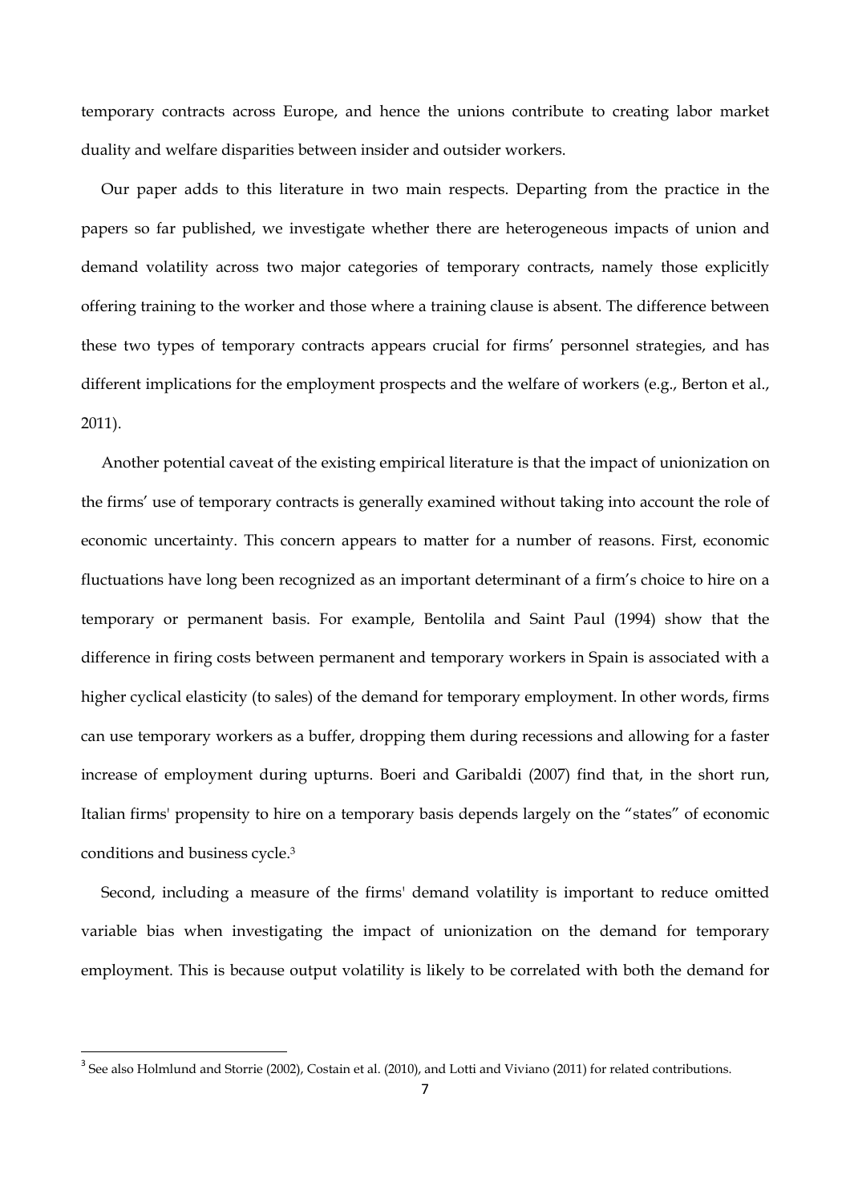temporary contracts across Europe, and hence the unions contribute to creating labor market duality and welfare disparities between insider and outsider workers.

Our paper adds to this literature in two main respects. Departing from the practice in the papers so far published, we investigate whether there are heterogeneous impacts of union and demand volatility across two major categories of temporary contracts, namely those explicitly offering training to the worker and those where a training clause is absent. The difference between these two types of temporary contracts appears crucial for firms' personnel strategies, and has different implications for the employment prospects and the welfare of workers (e.g., Berton et al., 2011).

Another potential caveat of the existing empirical literature is that the impact of unionization on the firms' use of temporary contracts is generally examined without taking into account the role of economic uncertainty. This concern appears to matter for a number of reasons. First, economic fluctuations have long been recognized as an important determinant of a firm's choice to hire on a temporary or permanent basis. For example, Bentolila and Saint Paul (1994) show that the difference in firing costs between permanent and temporary workers in Spain is associated with a higher cyclical elasticity (to sales) of the demand for temporary employment. In other words, firms can use temporary workers as a buffer, dropping them during recessions and allowing for a faster increase of employment during upturns. Boeri and Garibaldi (2007) find that, in the short run, Italian firms' propensity to hire on a temporary basis depends largely on the "states" of economic conditions and business cycle.[3]

Second, including a measure of the firms' demand volatility is important to reduce omitted variable bias when investigating the impact of unionization on the demand for temporary employment. This is because output volatility is likely to be correlated with both the demand for

[3] See also Holmlund and Storrie (2002), Costain et al. (2010), and Lotti and Viviano (2011) for related contributions.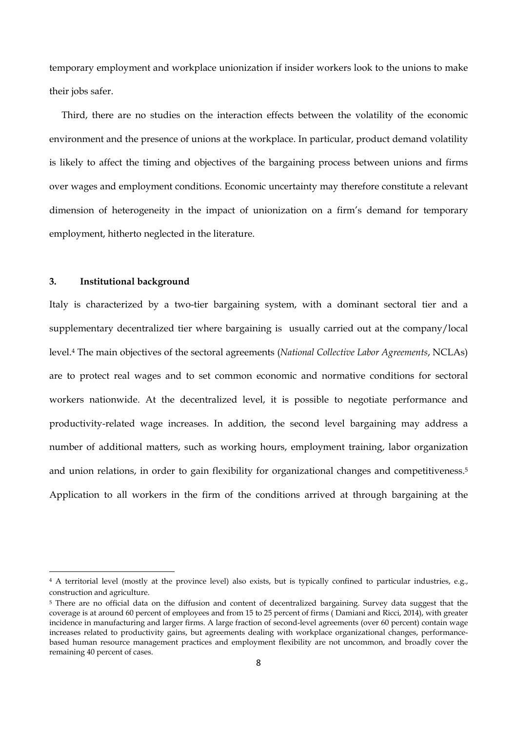temporary employment and workplace unionization if insider workers look to the unions to make their jobs safer.

Third, there are no studies on the interaction effects between the volatility of the economic environment and the presence of unions at the workplace. In particular, product demand volatility is likely to affect the timing and objectives of the bargaining process between unions and firms over wages and employment conditions. Economic uncertainty may therefore constitute a relevant dimension of heterogeneity in the impact of unionization on a firm's demand for temporary employment, hitherto neglected in the literature.

## 3. Institutional background

Italy is characterized by a two-tier bargaining system, with a dominant sectoral tier and a supplementary decentralized tier where bargaining is usually carried out at the company/local level.[4] The main objectives of the sectoral agreements (*National Collective Labor Agreements*, NCLAs) are to protect real wages and to set common economic and normative conditions for sectoral workers nationwide. At the decentralized level, it is possible to negotiate performance and productivity-related wage increases. In addition, the second level bargaining may address a number of additional matters, such as working hours, employment training, labor organization and union relations, in order to gain flexibility for organizational changes and competitiveness.[5] Application to all workers in the firm of the conditions arrived at through bargaining at the

[4] A territorial level (mostly at the province level) also exists, but is typically confined to particular industries, e.g., construction and agriculture.

[5] There are no official data on the diffusion and content of decentralized bargaining. Survey data suggest that the coverage is at around 60 percent of employees and from 15 to 25 percent of firms ( Damiani and Ricci, 2014), with greater incidence in manufacturing and larger firms. A large fraction of second-level agreements (over 60 percent) contain wage increases related to productivity gains, but agreements dealing with workplace organizational changes, performance-based human resource management practices and employment flexibility are not uncommon, and broadly cover the remaining 40 percent of cases.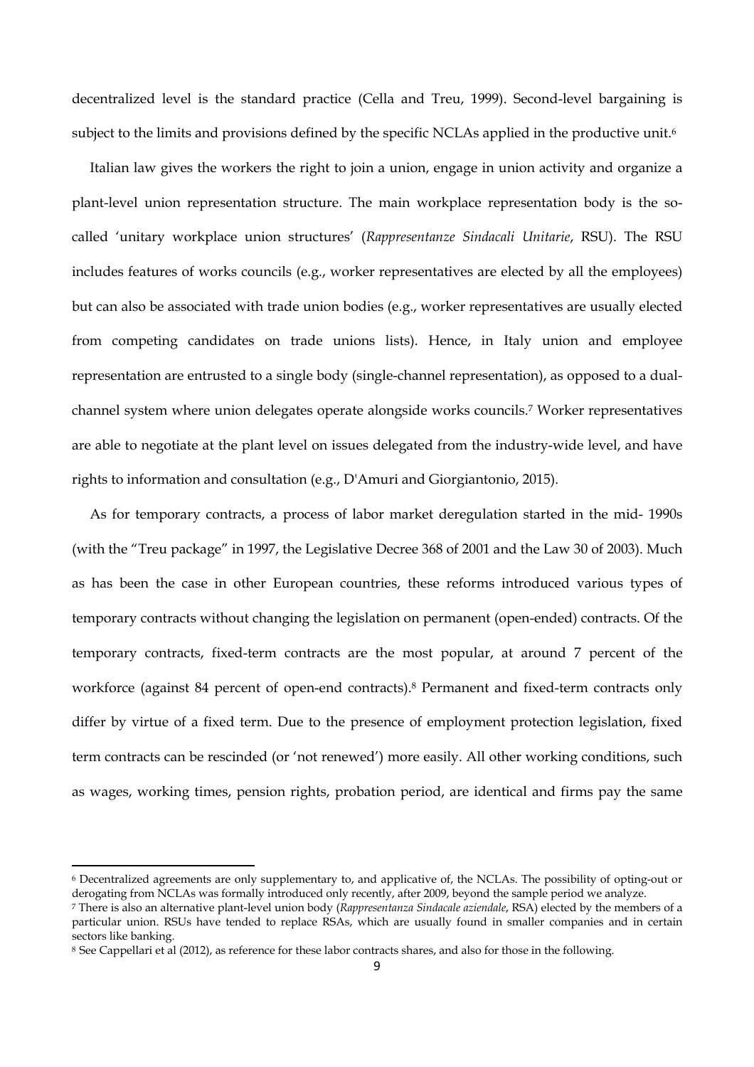decentralized level is the standard practice (Cella and Treu, 1999). Second-level bargaining is subject to the limits and provisions defined by the specific NCLAs applied in the productive unit.[6]

Italian law gives the workers the right to join a union, engage in union activity and organize a plant-level union representation structure. The main workplace representation body is the so-called 'unitary workplace union structures' (*Rappresentanze Sindacali Unitarie*, RSU). The RSU includes features of works councils (e.g., worker representatives are elected by all the employees) but can also be associated with trade union bodies (e.g., worker representatives are usually elected from competing candidates on trade unions lists). Hence, in Italy union and employee representation are entrusted to a single body (single-channel representation), as opposed to a dual-channel system where union delegates operate alongside works councils.[7] Worker representatives are able to negotiate at the plant level on issues delegated from the industry-wide level, and have rights to information and consultation (e.g., D'Amuri and Giorgiantonio, 2015).

As for temporary contracts, a process of labor market deregulation started in the mid- 1990s (with the "Treu package" in 1997, the Legislative Decree 368 of 2001 and the Law 30 of 2003). Much as has been the case in other European countries, these reforms introduced various types of temporary contracts without changing the legislation on permanent (open-ended) contracts. Of the temporary contracts, fixed-term contracts are the most popular, at around 7 percent of the workforce (against 84 percent of open-end contracts).[8] Permanent and fixed-term contracts only differ by virtue of a fixed term. Due to the presence of employment protection legislation, fixed term contracts can be rescinded (or 'not renewed') more easily. All other working conditions, such as wages, working times, pension rights, probation period, are identical and firms pay the same

[6] Decentralized agreements are only supplementary to, and applicative of, the NCLAs. The possibility of opting-out or derogating from NCLAs was formally introduced only recently, after 2009, beyond the sample period we analyze.

[7] There is also an alternative plant-level union body (*Rappresentanza Sindacale aziendale*, RSA) elected by the members of a particular union. RSUs have tended to replace RSAs, which are usually found in smaller companies and in certain sectors like banking.

[8] See Cappellari et al (2012), as reference for these labor contracts shares, and also for those in the following.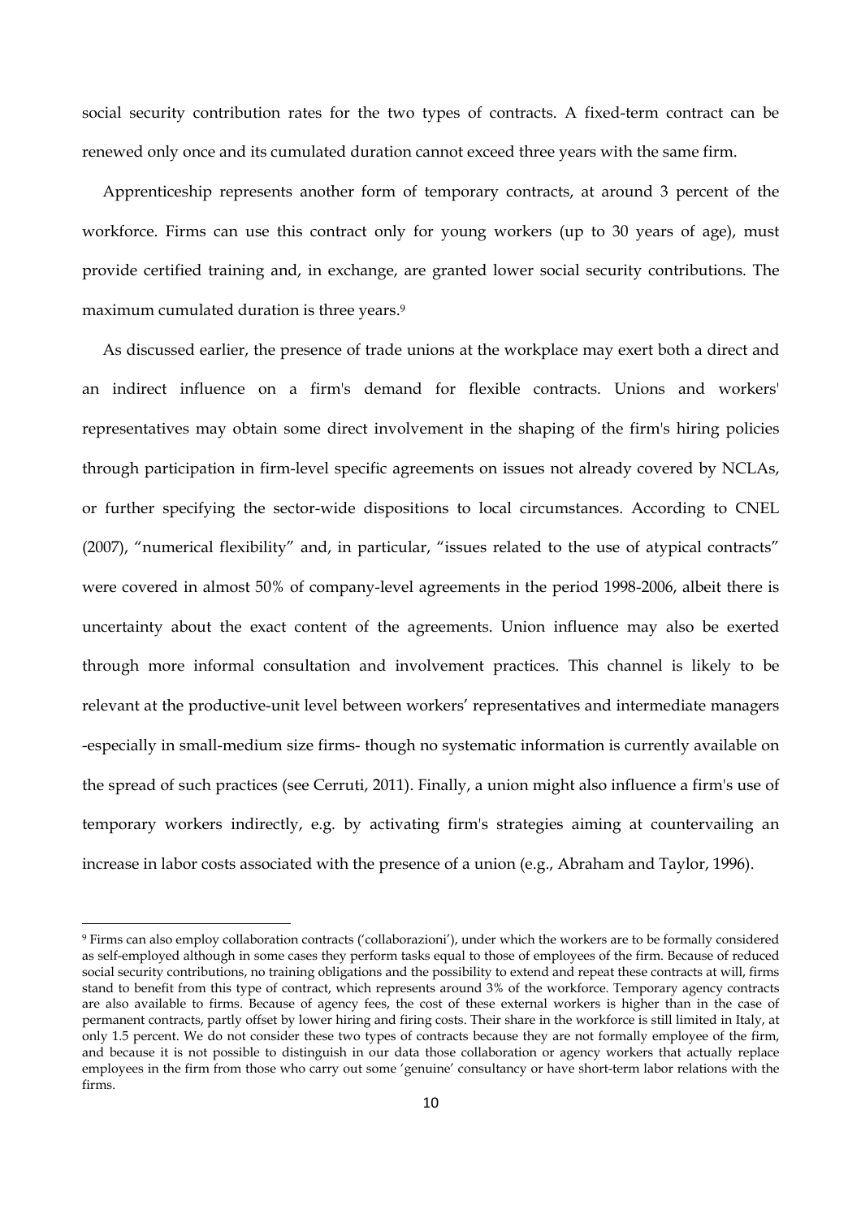social security contribution rates for the two types of contracts. A fixed-term contract can be renewed only once and its cumulated duration cannot exceed three years with the same firm.

Apprenticeship represents another form of temporary contracts, at around 3 percent of the workforce. Firms can use this contract only for young workers (up to 30 years of age), must provide certified training and, in exchange, are granted lower social security contributions. The maximum cumulated duration is three years.[9]

As discussed earlier, the presence of trade unions at the workplace may exert both a direct and an indirect influence on a firm's demand for flexible contracts. Unions and workers' representatives may obtain some direct involvement in the shaping of the firm's hiring policies through participation in firm-level specific agreements on issues not already covered by NCLAs, or further specifying the sector-wide dispositions to local circumstances. According to CNEL (2007), "numerical flexibility" and, in particular, "issues related to the use of atypical contracts" were covered in almost 50% of company-level agreements in the period 1998-2006, albeit there is uncertainty about the exact content of the agreements. Union influence may also be exerted through more informal consultation and involvement practices. This channel is likely to be relevant at the productive-unit level between workers' representatives and intermediate managers -especially in small-medium size firms- though no systematic information is currently available on the spread of such practices (see Cerruti, 2011). Finally, a union might also influence a firm's use of temporary workers indirectly, e.g. by activating firm's strategies aiming at countervailing an increase in labor costs associated with the presence of a union (e.g., Abraham and Taylor, 1996).

[9] Firms can also employ collaboration contracts ('collaborazioni'), under which the workers are to be formally considered as self-employed although in some cases they perform tasks equal to those of employees of the firm. Because of reduced social security contributions, no training obligations and the possibility to extend and repeat these contracts at will, firms stand to benefit from this type of contract, which represents around 3% of the workforce. Temporary agency contracts are also available to firms. Because of agency fees, the cost of these external workers is higher than in the case of permanent contracts, partly offset by lower hiring and firing costs. Their share in the workforce is still limited in Italy, at only 1.5 percent. We do not consider these two types of contracts because they are not formally employee of the firm, and because it is not possible to distinguish in our data those collaboration or agency workers that actually replace employees in the firm from those who carry out some 'genuine' consultancy or have short-term labor relations with the firms.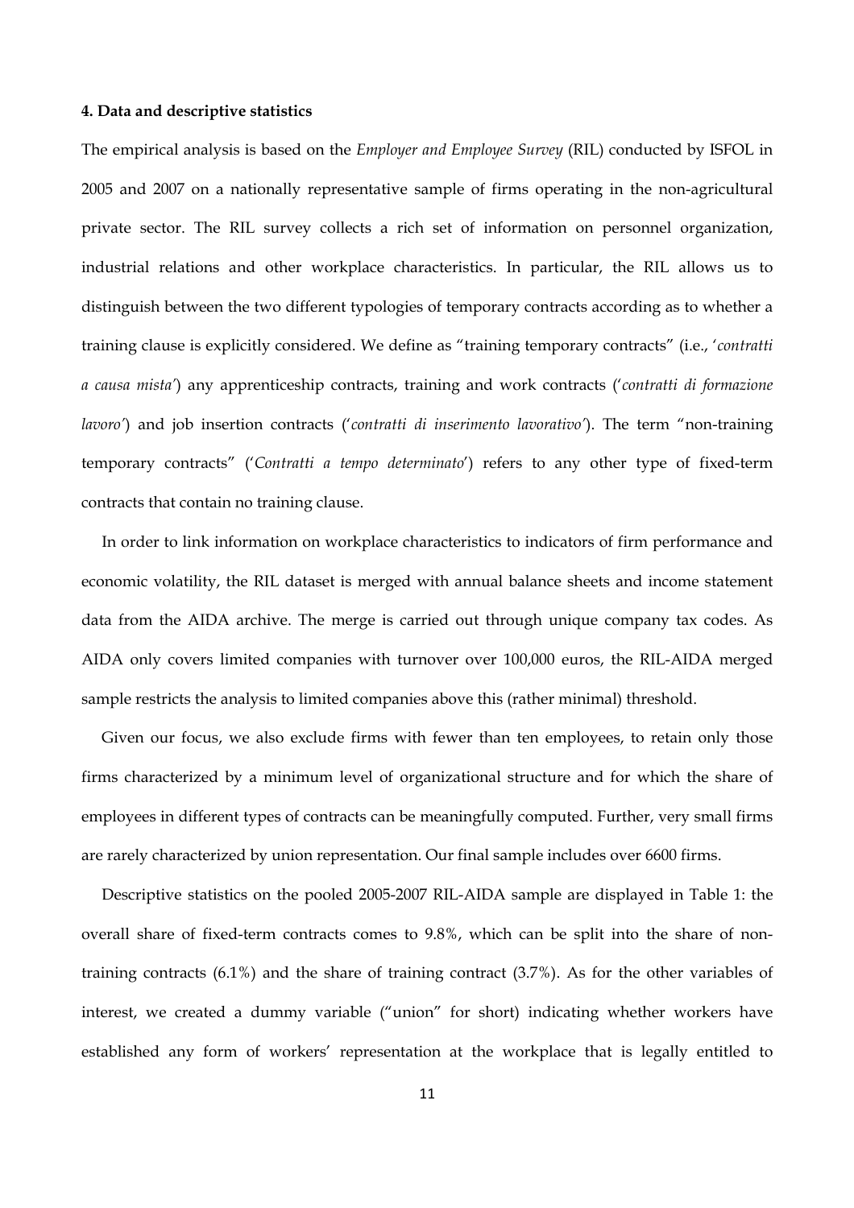#### 4. Data and descriptive statistics

The empirical analysis is based on the *Employer and Employee Survey* (RIL) conducted by ISFOL in 2005 and 2007 on a nationally representative sample of firms operating in the non-agricultural private sector. The RIL survey collects a rich set of information on personnel organization, industrial relations and other workplace characteristics. In particular, the RIL allows us to distinguish between the two different typologies of temporary contracts according as to whether a training clause is explicitly considered. We define as "training temporary contracts" (i.e., '*contratti a causa mista*') any apprenticeship contracts, training and work contracts ('*contratti di formazione lavoro*') and job insertion contracts ('*contratti di inserimento lavorativo*'). The term "non-training temporary contracts" ('*Contratti a tempo determinato*') refers to any other type of fixed-term contracts that contain no training clause.

In order to link information on workplace characteristics to indicators of firm performance and economic volatility, the RIL dataset is merged with annual balance sheets and income statement data from the AIDA archive. The merge is carried out through unique company tax codes. As AIDA only covers limited companies with turnover over 100,000 euros, the RIL-AIDA merged sample restricts the analysis to limited companies above this (rather minimal) threshold.

Given our focus, we also exclude firms with fewer than ten employees, to retain only those firms characterized by a minimum level of organizational structure and for which the share of employees in different types of contracts can be meaningfully computed. Further, very small firms are rarely characterized by union representation. Our final sample includes over 6600 firms.

Descriptive statistics on the pooled 2005-2007 RIL-AIDA sample are displayed in Table 1: the overall share of fixed-term contracts comes to 9.8%, which can be split into the share of non-training contracts (6.1%) and the share of training contract (3.7%). As for the other variables of interest, we created a dummy variable ("union" for short) indicating whether workers have established any form of workers' representation at the workplace that is legally entitled to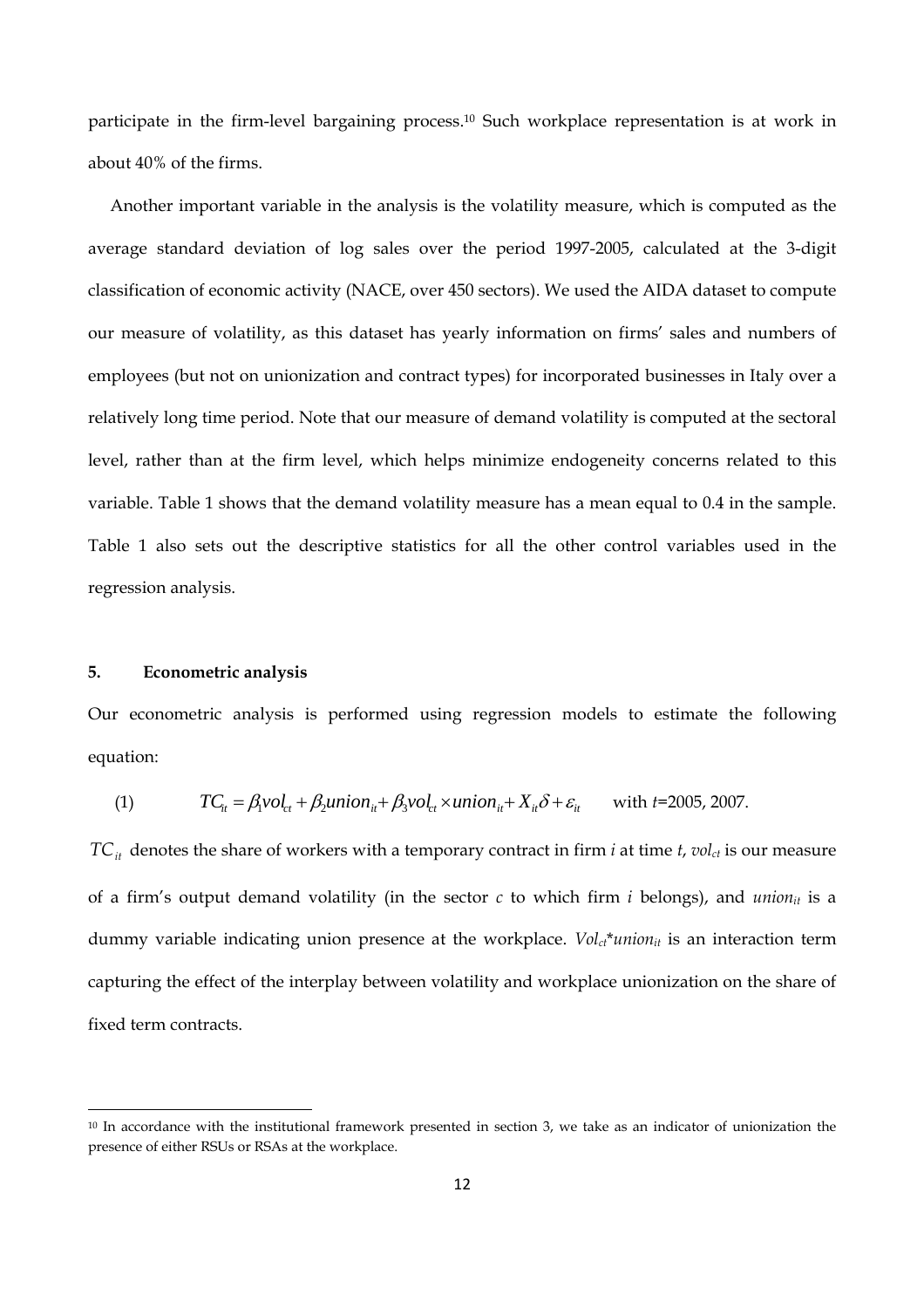participate in the firm-level bargaining process.[10] Such workplace representation is at work in about 40% of the firms.

Another important variable in the analysis is the volatility measure, which is computed as the average standard deviation of log sales over the period 1997-2005, calculated at the 3-digit classification of economic activity (NACE, over 450 sectors). We used the AIDA dataset to compute our measure of volatility, as this dataset has yearly information on firms' sales and numbers of employees (but not on unionization and contract types) for incorporated businesses in Italy over a relatively long time period. Note that our measure of demand volatility is computed at the sectoral level, rather than at the firm level, which helps minimize endogeneity concerns related to this variable. Table 1 shows that the demand volatility measure has a mean equal to 0.4 in the sample. Table 1 also sets out the descriptive statistics for all the other control variables used in the regression analysis.

## 5. Econometric analysis

Our econometric analysis is performed using regression models to estimate the following equation:

$$(1) \qquad TC_{it} = \beta_1 vol_{ct} + \beta_2 union_{it} + \beta_3 vol_{ct} \times union_{it} + X_{it}\delta + \varepsilon_{it} \qquad \text{with } t\text{=2005, 2007.}$$

$TC_{it}$ denotes the share of workers with a temporary contract in firm $i$ at time $t$, $vol_{ct}$ is our measure of a firm's output demand volatility (in the sector $c$ to which firm $i$ belongs), and $union_{it}$ is a dummy variable indicating union presence at the workplace. $Vol_{ct}*union_{it}$ is an interaction term capturing the effect of the interplay between volatility and workplace unionization on the share of fixed term contracts.

[10] In accordance with the institutional framework presented in section 3, we take as an indicator of unionization the presence of either RSUs or RSAs at the workplace.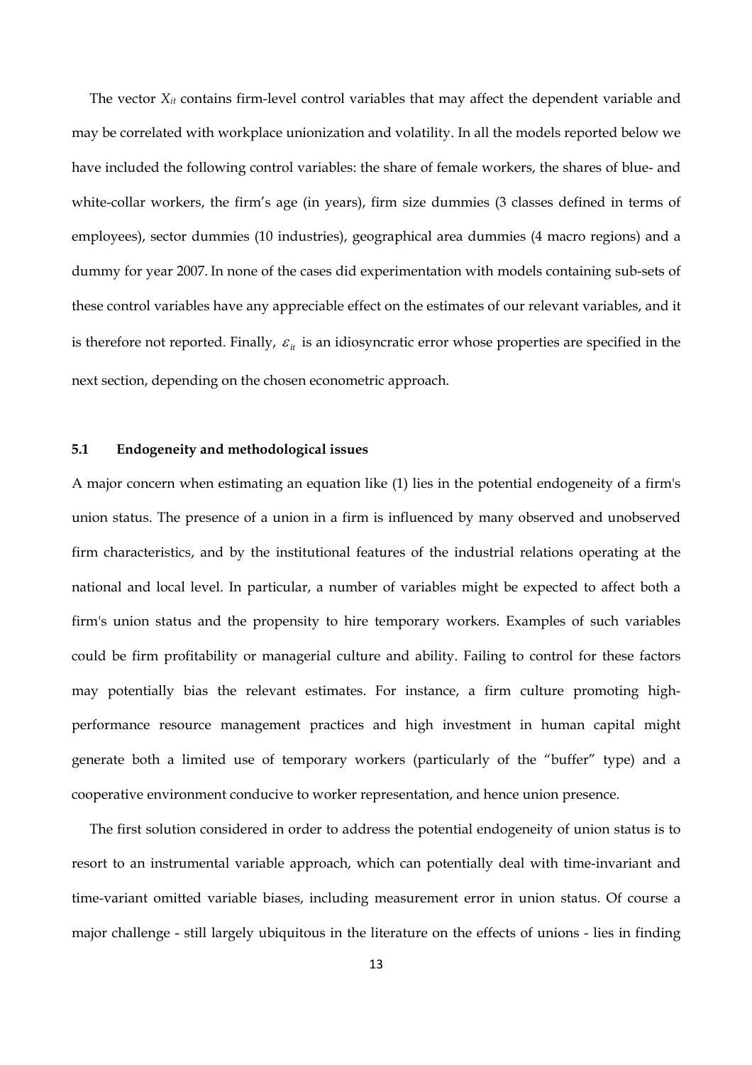The vector $X_{it}$ contains firm-level control variables that may affect the dependent variable and may be correlated with workplace unionization and volatility. In all the models reported below we have included the following control variables: the share of female workers, the shares of blue- and white-collar workers, the firm's age (in years), firm size dummies (3 classes defined in terms of employees), sector dummies (10 industries), geographical area dummies (4 macro regions) and a dummy for year 2007. In none of the cases did experimentation with models containing sub-sets of these control variables have any appreciable effect on the estimates of our relevant variables, and it is therefore not reported. Finally, $\varepsilon_{it}$ is an idiosyncratic error whose properties are specified in the next section, depending on the chosen econometric approach.

### 5.1 Endogeneity and methodological issues

A major concern when estimating an equation like (1) lies in the potential endogeneity of a firm's union status. The presence of a union in a firm is influenced by many observed and unobserved firm characteristics, and by the institutional features of the industrial relations operating at the national and local level. In particular, a number of variables might be expected to affect both a firm's union status and the propensity to hire temporary workers. Examples of such variables could be firm profitability or managerial culture and ability. Failing to control for these factors may potentially bias the relevant estimates. For instance, a firm culture promoting high-performance resource management practices and high investment in human capital might generate both a limited use of temporary workers (particularly of the "buffer" type) and a cooperative environment conducive to worker representation, and hence union presence.

The first solution considered in order to address the potential endogeneity of union status is to resort to an instrumental variable approach, which can potentially deal with time-invariant and time-variant omitted variable biases, including measurement error in union status. Of course a major challenge - still largely ubiquitous in the literature on the effects of unions - lies in finding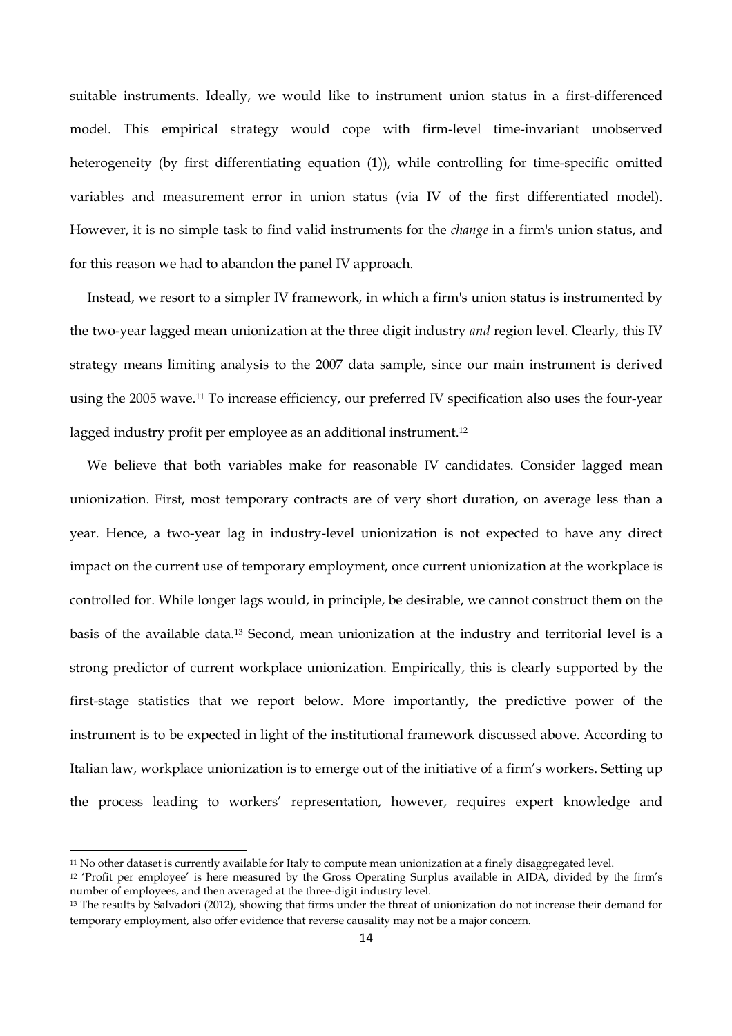suitable instruments. Ideally, we would like to instrument union status in a first-differenced model. This empirical strategy would cope with firm-level time-invariant unobserved heterogeneity (by first differentiating equation (1)), while controlling for time-specific omitted variables and measurement error in union status (via IV of the first differentiated model). However, it is no simple task to find valid instruments for the *change* in a firm's union status, and for this reason we had to abandon the panel IV approach.

Instead, we resort to a simpler IV framework, in which a firm's union status is instrumented by the two-year lagged mean unionization at the three digit industry *and* region level. Clearly, this IV strategy means limiting analysis to the 2007 data sample, since our main instrument is derived using the 2005 wave.[11] To increase efficiency, our preferred IV specification also uses the four-year lagged industry profit per employee as an additional instrument.[12]

We believe that both variables make for reasonable IV candidates. Consider lagged mean unionization. First, most temporary contracts are of very short duration, on average less than a year. Hence, a two-year lag in industry-level unionization is not expected to have any direct impact on the current use of temporary employment, once current unionization at the workplace is controlled for. While longer lags would, in principle, be desirable, we cannot construct them on the basis of the available data.[13] Second, mean unionization at the industry and territorial level is a strong predictor of current workplace unionization. Empirically, this is clearly supported by the first-stage statistics that we report below. More importantly, the predictive power of the instrument is to be expected in light of the institutional framework discussed above. According to Italian law, workplace unionization is to emerge out of the initiative of a firm's workers. Setting up the process leading to workers' representation, however, requires expert knowledge and

---

[11] No other dataset is currently available for Italy to compute mean unionization at a finely disaggregated level.

[12] 'Profit per employee' is here measured by the Gross Operating Surplus available in AIDA, divided by the firm's number of employees, and then averaged at the three-digit industry level.

[13] The results by Salvadori (2012), showing that firms under the threat of unionization do not increase their demand for temporary employment, also offer evidence that reverse causality may not be a major concern.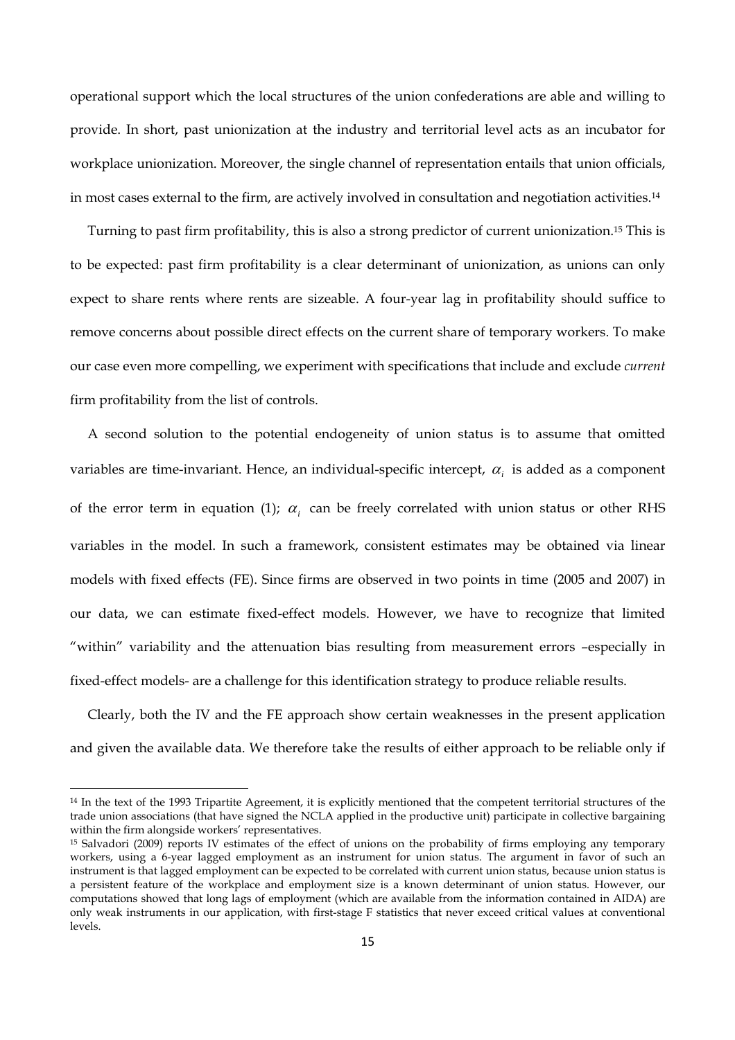operational support which the local structures of the union confederations are able and willing to provide. In short, past unionization at the industry and territorial level acts as an incubator for workplace unionization. Moreover, the single channel of representation entails that union officials, in most cases external to the firm, are actively involved in consultation and negotiation activities.[14]

Turning to past firm profitability, this is also a strong predictor of current unionization.[15] This is to be expected: past firm profitability is a clear determinant of unionization, as unions can only expect to share rents where rents are sizeable. A four-year lag in profitability should suffice to remove concerns about possible direct effects on the current share of temporary workers. To make our case even more compelling, we experiment with specifications that include and exclude *current* firm profitability from the list of controls.

A second solution to the potential endogeneity of union status is to assume that omitted variables are time-invariant. Hence, an individual-specific intercept, $\alpha_i$ is added as a component of the error term in equation (1); $\alpha_i$ can be freely correlated with union status or other RHS variables in the model. In such a framework, consistent estimates may be obtained via linear models with fixed effects (FE). Since firms are observed in two points in time (2005 and 2007) in our data, we can estimate fixed-effect models. However, we have to recognize that limited "within" variability and the attenuation bias resulting from measurement errors –especially in fixed-effect models- are a challenge for this identification strategy to produce reliable results.

Clearly, both the IV and the FE approach show certain weaknesses in the present application and given the available data. We therefore take the results of either approach to be reliable only if

[14] In the text of the 1993 Tripartite Agreement, it is explicitly mentioned that the competent territorial structures of the trade union associations (that have signed the NCLA applied in the productive unit) participate in collective bargaining within the firm alongside workers' representatives.

[15] Salvadori (2009) reports IV estimates of the effect of unions on the probability of firms employing any temporary workers, using a 6-year lagged employment as an instrument for union status. The argument in favor of such an instrument is that lagged employment can be expected to be correlated with current union status, because union status is a persistent feature of the workplace and employment size is a known determinant of union status. However, our computations showed that long lags of employment (which are available from the information contained in AIDA) are only weak instruments in our application, with first-stage F statistics that never exceed critical values at conventional levels.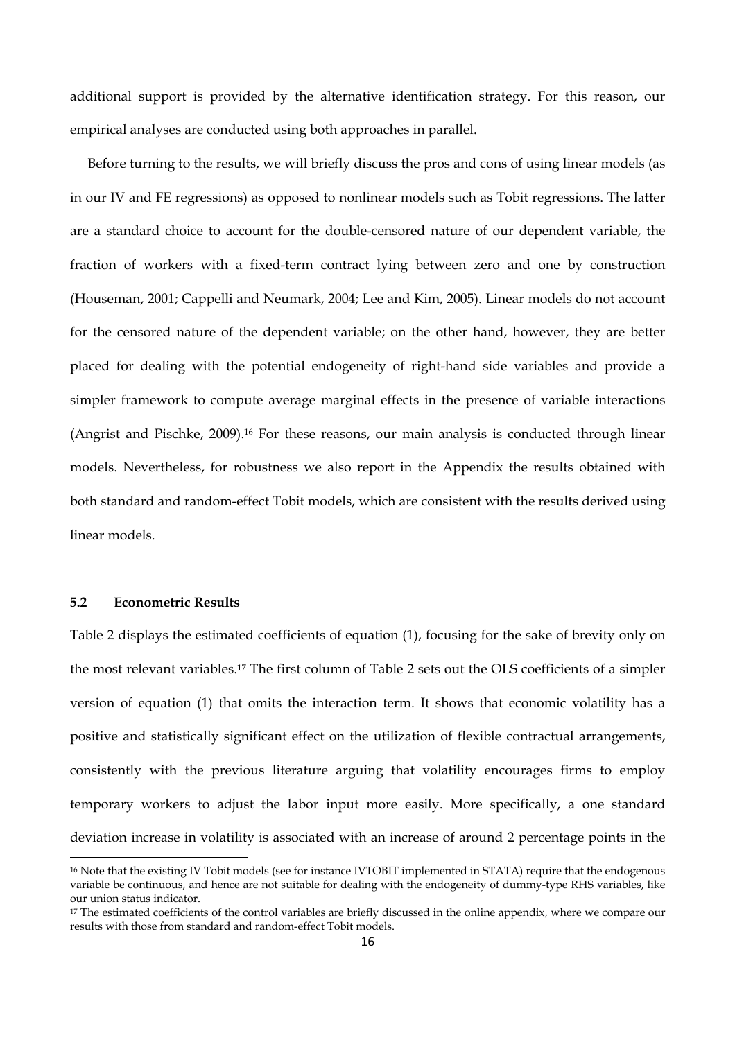additional support is provided by the alternative identification strategy. For this reason, our empirical analyses are conducted using both approaches in parallel.

Before turning to the results, we will briefly discuss the pros and cons of using linear models (as in our IV and FE regressions) as opposed to nonlinear models such as Tobit regressions. The latter are a standard choice to account for the double-censored nature of our dependent variable, the fraction of workers with a fixed-term contract lying between zero and one by construction (Houseman, 2001; Cappelli and Neumark, 2004; Lee and Kim, 2005). Linear models do not account for the censored nature of the dependent variable; on the other hand, however, they are better placed for dealing with the potential endogeneity of right-hand side variables and provide a simpler framework to compute average marginal effects in the presence of variable interactions (Angrist and Pischke, 2009).[16] For these reasons, our main analysis is conducted through linear models. Nevertheless, for robustness we also report in the Appendix the results obtained with both standard and random-effect Tobit models, which are consistent with the results derived using linear models.

### 5.2 Econometric Results

Table 2 displays the estimated coefficients of equation (1), focusing for the sake of brevity only on the most relevant variables.[17] The first column of Table 2 sets out the OLS coefficients of a simpler version of equation (1) that omits the interaction term. It shows that economic volatility has a positive and statistically significant effect on the utilization of flexible contractual arrangements, consistently with the previous literature arguing that volatility encourages firms to employ temporary workers to adjust the labor input more easily. More specifically, a one standard deviation increase in volatility is associated with an increase of around 2 percentage points in the

[16] Note that the existing IV Tobit models (see for instance IVTOBIT implemented in STATA) require that the endogenous variable be continuous, and hence are not suitable for dealing with the endogeneity of dummy-type RHS variables, like our union status indicator.

[17] The estimated coefficients of the control variables are briefly discussed in the online appendix, where we compare our results with those from standard and random-effect Tobit models.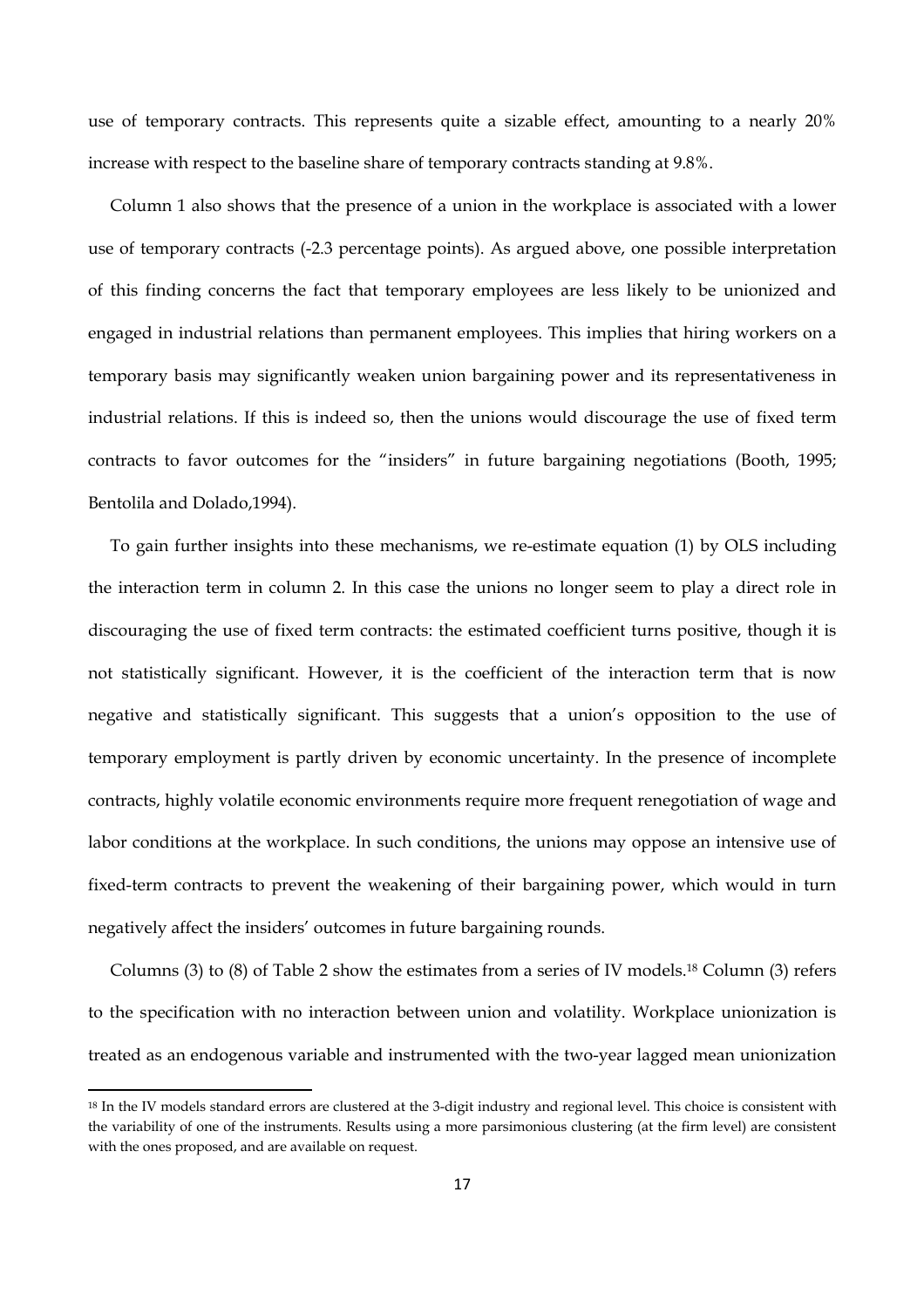use of temporary contracts. This represents quite a sizable effect, amounting to a nearly 20% increase with respect to the baseline share of temporary contracts standing at 9.8%.

Column 1 also shows that the presence of a union in the workplace is associated with a lower use of temporary contracts (-2.3 percentage points). As argued above, one possible interpretation of this finding concerns the fact that temporary employees are less likely to be unionized and engaged in industrial relations than permanent employees. This implies that hiring workers on a temporary basis may significantly weaken union bargaining power and its representativeness in industrial relations. If this is indeed so, then the unions would discourage the use of fixed term contracts to favor outcomes for the "insiders" in future bargaining negotiations (Booth, 1995; Bentolila and Dolado,1994).

To gain further insights into these mechanisms, we re-estimate equation (1) by OLS including the interaction term in column 2. In this case the unions no longer seem to play a direct role in discouraging the use of fixed term contracts: the estimated coefficient turns positive, though it is not statistically significant. However, it is the coefficient of the interaction term that is now negative and statistically significant. This suggests that a union's opposition to the use of temporary employment is partly driven by economic uncertainty. In the presence of incomplete contracts, highly volatile economic environments require more frequent renegotiation of wage and labor conditions at the workplace. In such conditions, the unions may oppose an intensive use of fixed-term contracts to prevent the weakening of their bargaining power, which would in turn negatively affect the insiders' outcomes in future bargaining rounds.

Columns (3) to (8) of Table 2 show the estimates from a series of IV models.[18] Column (3) refers to the specification with no interaction between union and volatility. Workplace unionization is treated as an endogenous variable and instrumented with the two-year lagged mean unionization

[18] In the IV models standard errors are clustered at the 3-digit industry and regional level. This choice is consistent with the variability of one of the instruments. Results using a more parsimonious clustering (at the firm level) are consistent with the ones proposed, and are available on request.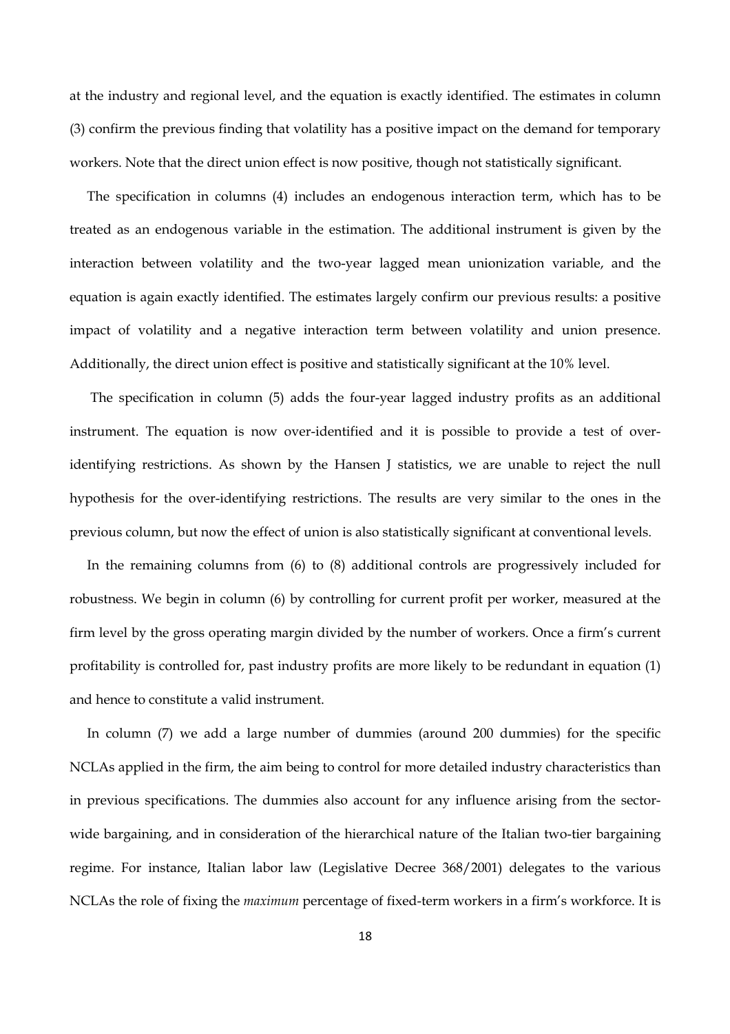at the industry and regional level, and the equation is exactly identified. The estimates in column (3) confirm the previous finding that volatility has a positive impact on the demand for temporary workers. Note that the direct union effect is now positive, though not statistically significant.

The specification in columns (4) includes an endogenous interaction term, which has to be treated as an endogenous variable in the estimation. The additional instrument is given by the interaction between volatility and the two-year lagged mean unionization variable, and the equation is again exactly identified. The estimates largely confirm our previous results: a positive impact of volatility and a negative interaction term between volatility and union presence. Additionally, the direct union effect is positive and statistically significant at the 10% level.

The specification in column (5) adds the four-year lagged industry profits as an additional instrument. The equation is now over-identified and it is possible to provide a test of over-identifying restrictions. As shown by the Hansen J statistics, we are unable to reject the null hypothesis for the over-identifying restrictions. The results are very similar to the ones in the previous column, but now the effect of union is also statistically significant at conventional levels.

In the remaining columns from (6) to (8) additional controls are progressively included for robustness. We begin in column (6) by controlling for current profit per worker, measured at the firm level by the gross operating margin divided by the number of workers. Once a firm's current profitability is controlled for, past industry profits are more likely to be redundant in equation (1) and hence to constitute a valid instrument.

In column (7) we add a large number of dummies (around 200 dummies) for the specific NCLAs applied in the firm, the aim being to control for more detailed industry characteristics than in previous specifications. The dummies also account for any influence arising from the sector-wide bargaining, and in consideration of the hierarchical nature of the Italian two-tier bargaining regime. For instance, Italian labor law (Legislative Decree 368/2001) delegates to the various NCLAs the role of fixing the *maximum* percentage of fixed-term workers in a firm's workforce. It is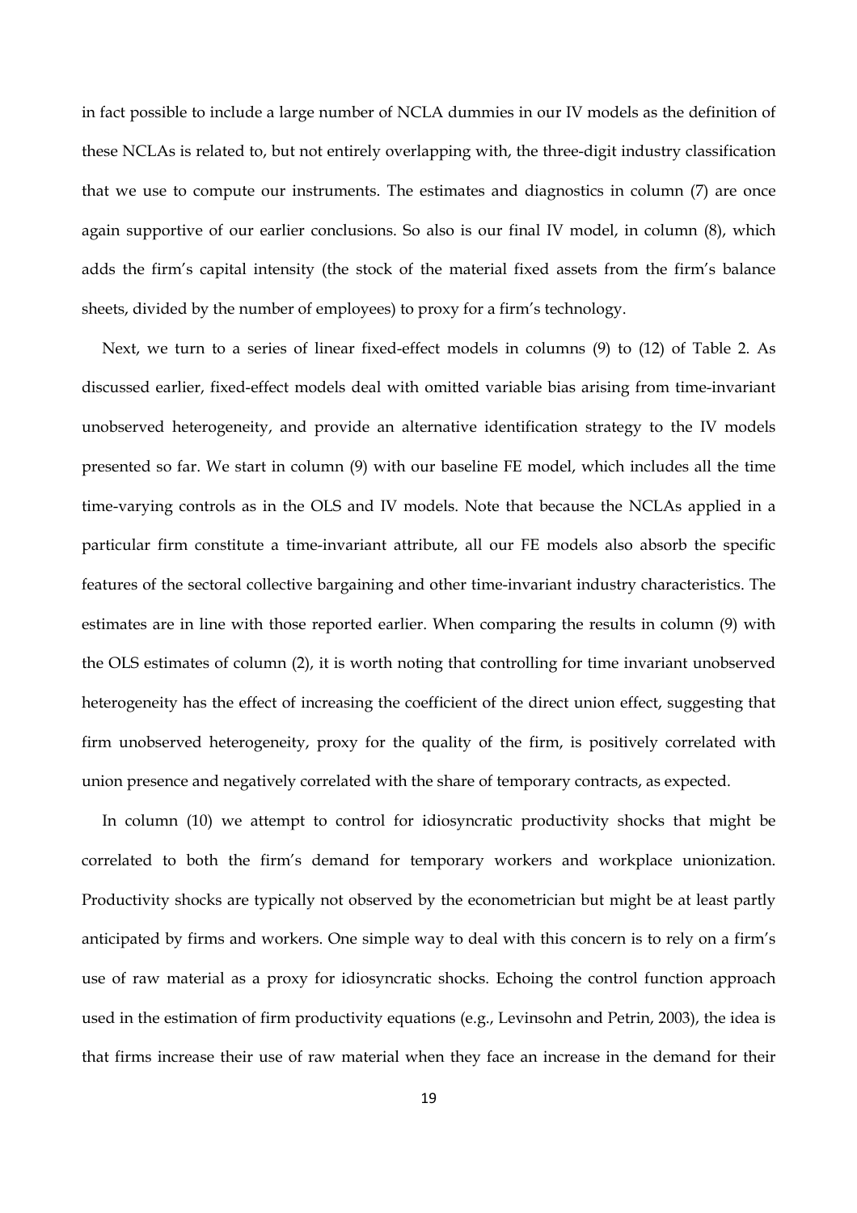in fact possible to include a large number of NCLA dummies in our IV models as the definition of these NCLAs is related to, but not entirely overlapping with, the three-digit industry classification that we use to compute our instruments. The estimates and diagnostics in column (7) are once again supportive of our earlier conclusions. So also is our final IV model, in column (8), which adds the firm's capital intensity (the stock of the material fixed assets from the firm's balance sheets, divided by the number of employees) to proxy for a firm's technology.

Next, we turn to a series of linear fixed-effect models in columns (9) to (12) of Table 2. As discussed earlier, fixed-effect models deal with omitted variable bias arising from time-invariant unobserved heterogeneity, and provide an alternative identification strategy to the IV models presented so far. We start in column (9) with our baseline FE model, which includes all the time time-varying controls as in the OLS and IV models. Note that because the NCLAs applied in a particular firm constitute a time-invariant attribute, all our FE models also absorb the specific features of the sectoral collective bargaining and other time-invariant industry characteristics. The estimates are in line with those reported earlier. When comparing the results in column (9) with the OLS estimates of column (2), it is worth noting that controlling for time invariant unobserved heterogeneity has the effect of increasing the coefficient of the direct union effect, suggesting that firm unobserved heterogeneity, proxy for the quality of the firm, is positively correlated with union presence and negatively correlated with the share of temporary contracts, as expected.

In column (10) we attempt to control for idiosyncratic productivity shocks that might be correlated to both the firm's demand for temporary workers and workplace unionization. Productivity shocks are typically not observed by the econometrician but might be at least partly anticipated by firms and workers. One simple way to deal with this concern is to rely on a firm's use of raw material as a proxy for idiosyncratic shocks. Echoing the control function approach used in the estimation of firm productivity equations (e.g., Levinsohn and Petrin, 2003), the idea is that firms increase their use of raw material when they face an increase in the demand for their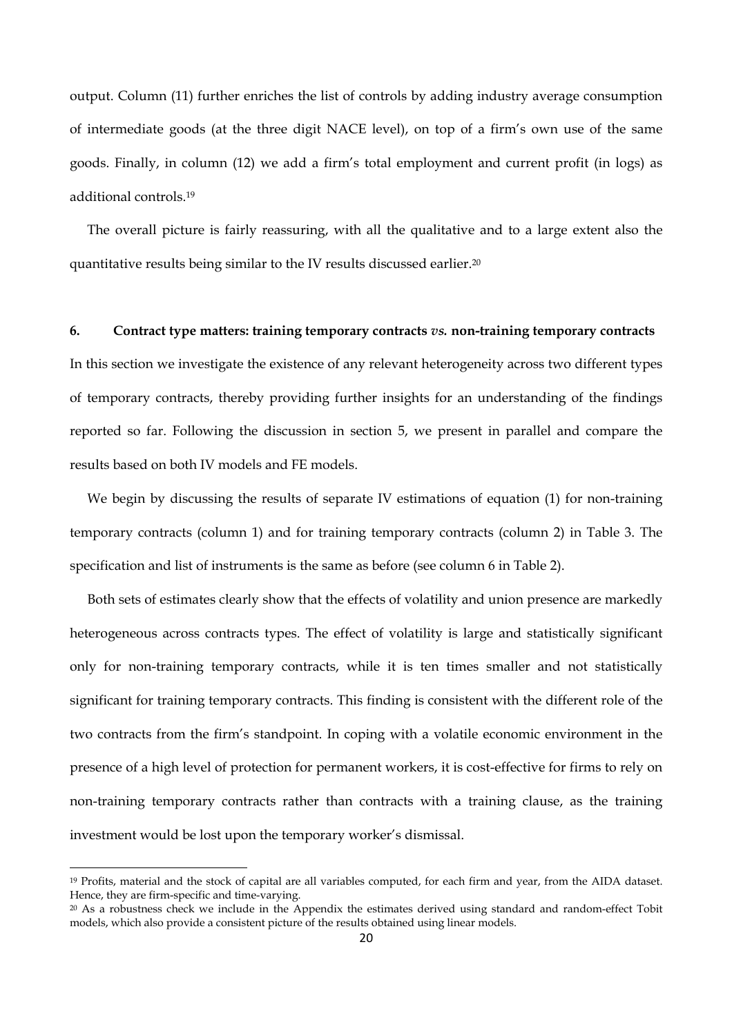output. Column (11) further enriches the list of controls by adding industry average consumption of intermediate goods (at the three digit NACE level), on top of a firm's own use of the same goods. Finally, in column (12) we add a firm's total employment and current profit (in logs) as additional controls.[19]

The overall picture is fairly reassuring, with all the qualitative and to a large extent also the quantitative results being similar to the IV results discussed earlier.[20]

## 6. Contract type matters: training temporary contracts *vs.* non-training temporary contracts

In this section we investigate the existence of any relevant heterogeneity across two different types of temporary contracts, thereby providing further insights for an understanding of the findings reported so far. Following the discussion in section 5, we present in parallel and compare the results based on both IV models and FE models.

We begin by discussing the results of separate IV estimations of equation (1) for non-training temporary contracts (column 1) and for training temporary contracts (column 2) in Table 3. The specification and list of instruments is the same as before (see column 6 in Table 2).

Both sets of estimates clearly show that the effects of volatility and union presence are markedly heterogeneous across contracts types. The effect of volatility is large and statistically significant only for non-training temporary contracts, while it is ten times smaller and not statistically significant for training temporary contracts. This finding is consistent with the different role of the two contracts from the firm's standpoint. In coping with a volatile economic environment in the presence of a high level of protection for permanent workers, it is cost-effective for firms to rely on non-training temporary contracts rather than contracts with a training clause, as the training investment would be lost upon the temporary worker's dismissal.

[19] Profits, material and the stock of capital are all variables computed, for each firm and year, from the AIDA dataset. Hence, they are firm-specific and time-varying.

[20] As a robustness check we include in the Appendix the estimates derived using standard and random-effect Tobit models, which also provide a consistent picture of the results obtained using linear models.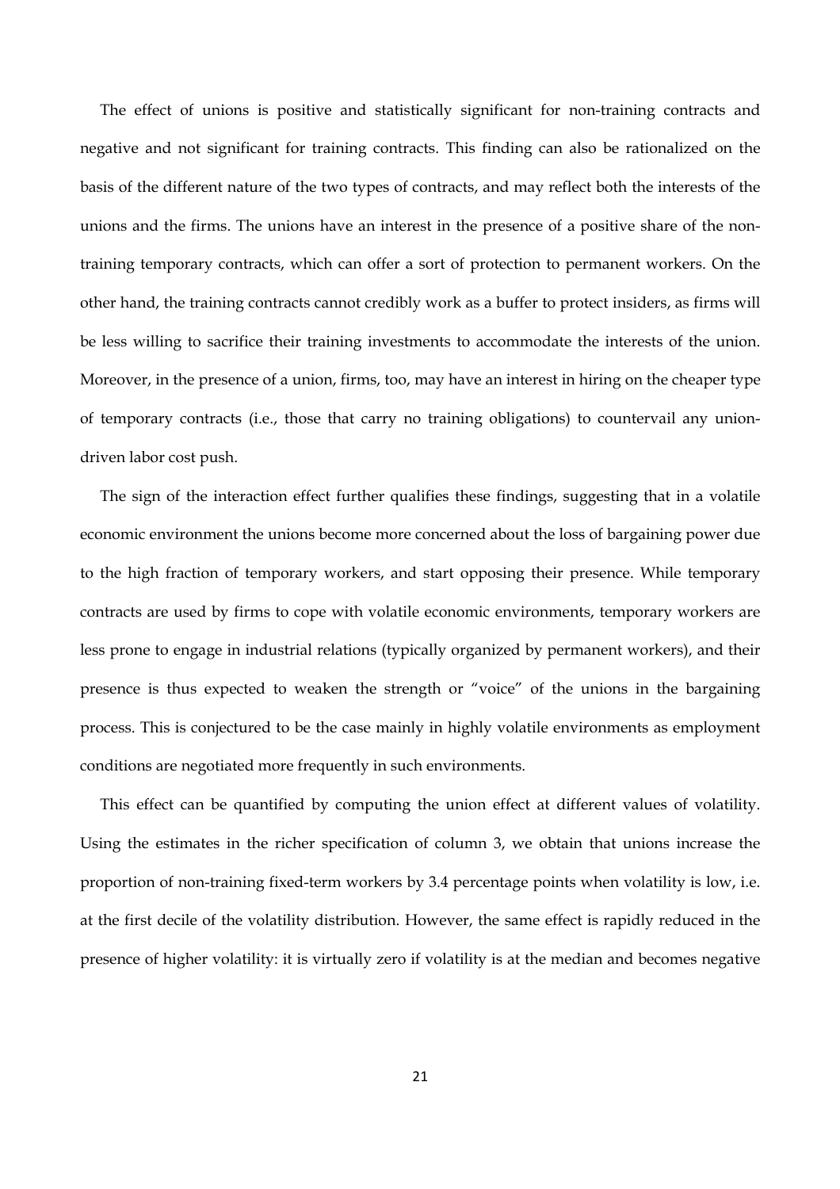The effect of unions is positive and statistically significant for non-training contracts and negative and not significant for training contracts. This finding can also be rationalized on the basis of the different nature of the two types of contracts, and may reflect both the interests of the unions and the firms. The unions have an interest in the presence of a positive share of the non-training temporary contracts, which can offer a sort of protection to permanent workers. On the other hand, the training contracts cannot credibly work as a buffer to protect insiders, as firms will be less willing to sacrifice their training investments to accommodate the interests of the union. Moreover, in the presence of a union, firms, too, may have an interest in hiring on the cheaper type of temporary contracts (i.e., those that carry no training obligations) to countervail any union-driven labor cost push.

The sign of the interaction effect further qualifies these findings, suggesting that in a volatile economic environment the unions become more concerned about the loss of bargaining power due to the high fraction of temporary workers, and start opposing their presence. While temporary contracts are used by firms to cope with volatile economic environments, temporary workers are less prone to engage in industrial relations (typically organized by permanent workers), and their presence is thus expected to weaken the strength or "voice" of the unions in the bargaining process. This is conjectured to be the case mainly in highly volatile environments as employment conditions are negotiated more frequently in such environments.

This effect can be quantified by computing the union effect at different values of volatility. Using the estimates in the richer specification of column 3, we obtain that unions increase the proportion of non-training fixed-term workers by 3.4 percentage points when volatility is low, i.e. at the first decile of the volatility distribution. However, the same effect is rapidly reduced in the presence of higher volatility: it is virtually zero if volatility is at the median and becomes negative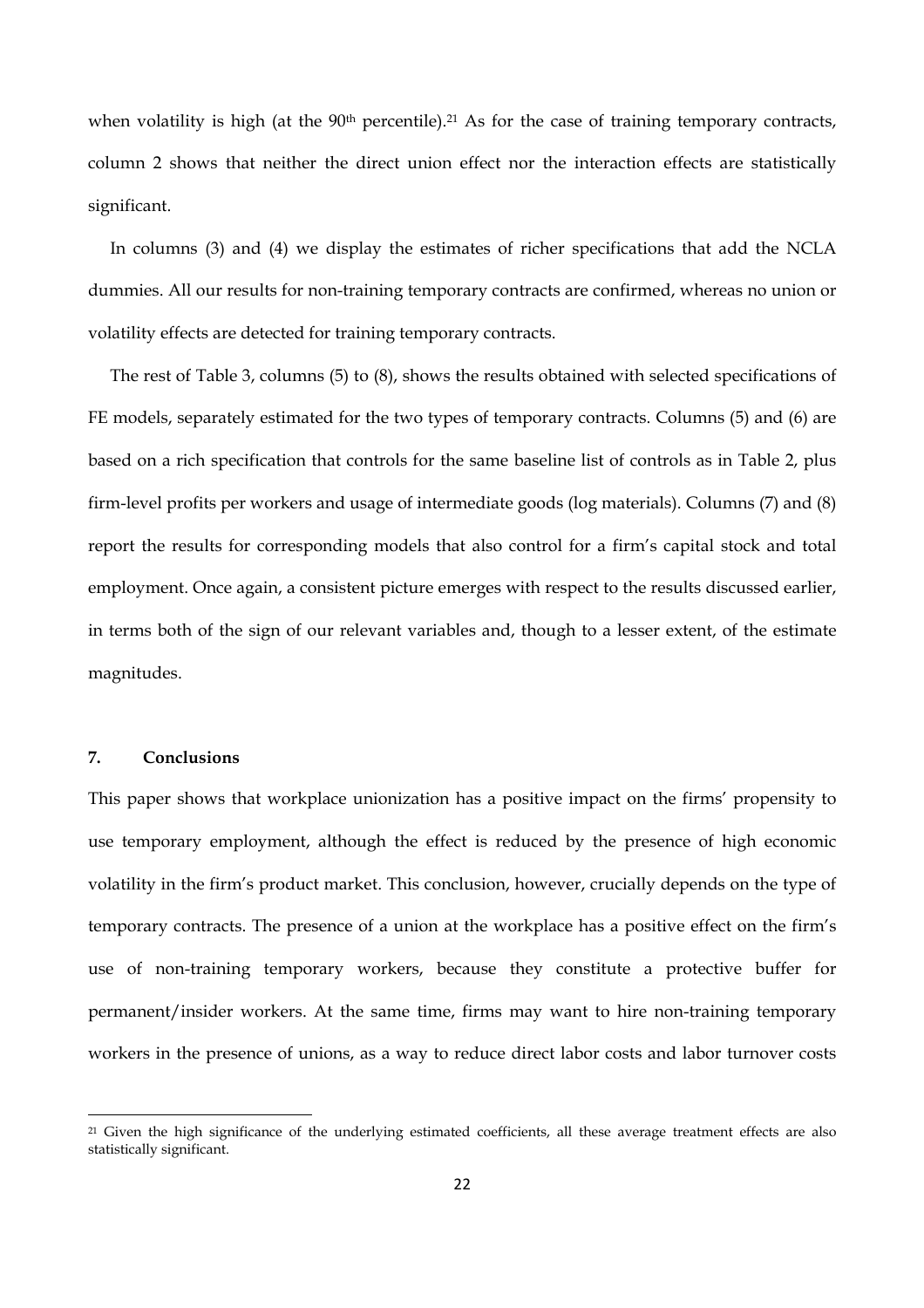when volatility is high (at the 90th percentile).[21] As for the case of training temporary contracts, column 2 shows that neither the direct union effect nor the interaction effects are statistically significant.

In columns (3) and (4) we display the estimates of richer specifications that add the NCLA dummies. All our results for non-training temporary contracts are confirmed, whereas no union or volatility effects are detected for training temporary contracts.

The rest of Table 3, columns (5) to (8), shows the results obtained with selected specifications of FE models, separately estimated for the two types of temporary contracts. Columns (5) and (6) are based on a rich specification that controls for the same baseline list of controls as in Table 2, plus firm-level profits per workers and usage of intermediate goods (log materials). Columns (7) and (8) report the results for corresponding models that also control for a firm's capital stock and total employment. Once again, a consistent picture emerges with respect to the results discussed earlier, in terms both of the sign of our relevant variables and, though to a lesser extent, of the estimate magnitudes.

## 7. Conclusions

This paper shows that workplace unionization has a positive impact on the firms' propensity to use temporary employment, although the effect is reduced by the presence of high economic volatility in the firm's product market. This conclusion, however, crucially depends on the type of temporary contracts. The presence of a union at the workplace has a positive effect on the firm's use of non-training temporary workers, because they constitute a protective buffer for permanent/insider workers. At the same time, firms may want to hire non-training temporary workers in the presence of unions, as a way to reduce direct labor costs and labor turnover costs

[21] Given the high significance of the underlying estimated coefficients, all these average treatment effects are also statistically significant.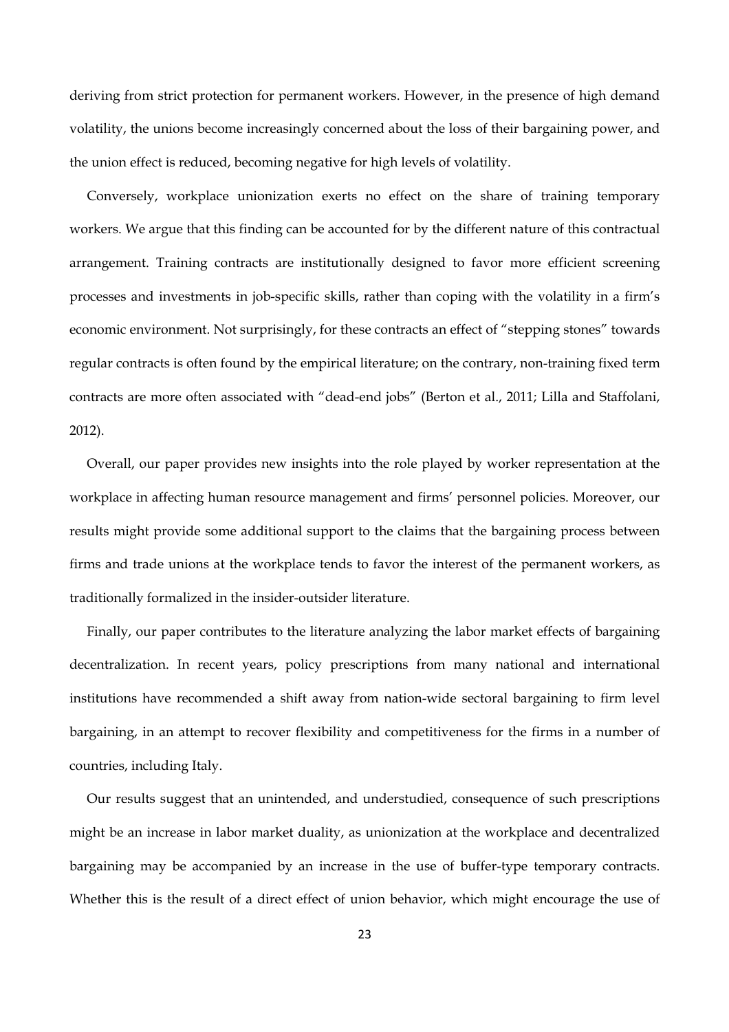deriving from strict protection for permanent workers. However, in the presence of high demand volatility, the unions become increasingly concerned about the loss of their bargaining power, and the union effect is reduced, becoming negative for high levels of volatility.

Conversely, workplace unionization exerts no effect on the share of training temporary workers. We argue that this finding can be accounted for by the different nature of this contractual arrangement. Training contracts are institutionally designed to favor more efficient screening processes and investments in job-specific skills, rather than coping with the volatility in a firm's economic environment. Not surprisingly, for these contracts an effect of "stepping stones" towards regular contracts is often found by the empirical literature; on the contrary, non-training fixed term contracts are more often associated with "dead-end jobs" (Berton et al., 2011; Lilla and Staffolani, 2012).

Overall, our paper provides new insights into the role played by worker representation at the workplace in affecting human resource management and firms' personnel policies. Moreover, our results might provide some additional support to the claims that the bargaining process between firms and trade unions at the workplace tends to favor the interest of the permanent workers, as traditionally formalized in the insider-outsider literature.

Finally, our paper contributes to the literature analyzing the labor market effects of bargaining decentralization. In recent years, policy prescriptions from many national and international institutions have recommended a shift away from nation-wide sectoral bargaining to firm level bargaining, in an attempt to recover flexibility and competitiveness for the firms in a number of countries, including Italy.

Our results suggest that an unintended, and understudied, consequence of such prescriptions might be an increase in labor market duality, as unionization at the workplace and decentralized bargaining may be accompanied by an increase in the use of buffer-type temporary contracts. Whether this is the result of a direct effect of union behavior, which might encourage the use of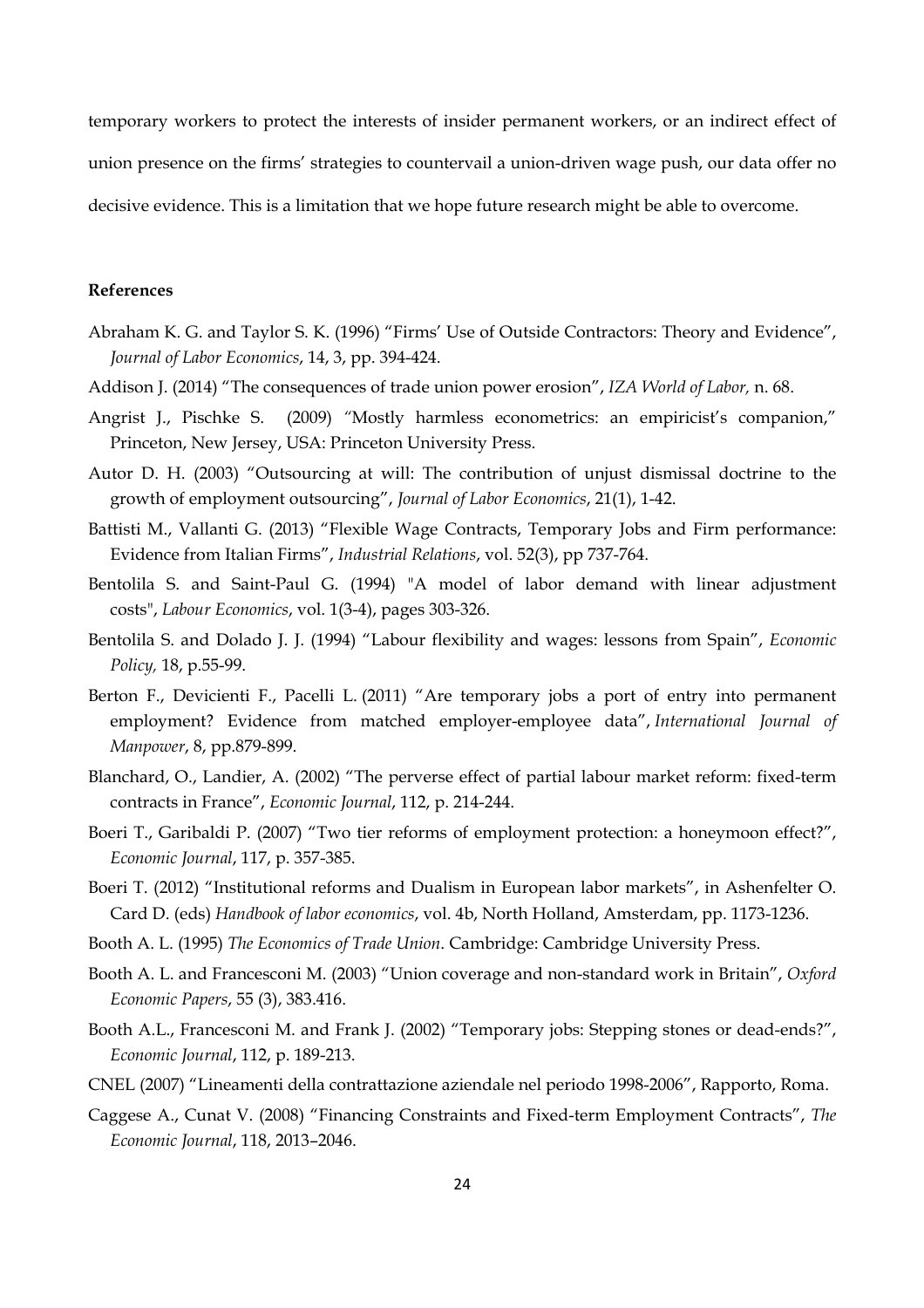temporary workers to protect the interests of insider permanent workers, or an indirect effect of union presence on the firms' strategies to countervail a union-driven wage push, our data offer no decisive evidence. This is a limitation that we hope future research might be able to overcome.

**References**

Abraham K. G. and Taylor S. K. (1996) "Firms' Use of Outside Contractors: Theory and Evidence", *Journal of Labor Economics*, 14, 3, pp. 394-424.

Addison J. (2014) "The consequences of trade union power erosion", *IZA World of Labor,* n. 68.

Angrist J., Pischke S. (2009) "Mostly harmless econometrics: an empiricist's companion," Princeton, New Jersey, USA: Princeton University Press.

Autor D. H. (2003) "Outsourcing at will: The contribution of unjust dismissal doctrine to the growth of employment outsourcing", *Journal of Labor Economics*, 21(1), 1-42.

Battisti M., Vallanti G. (2013) "Flexible Wage Contracts, Temporary Jobs and Firm performance: Evidence from Italian Firms", *Industrial Relations*, vol. 52(3), pp 737-764.

Bentolila S. and Saint-Paul G. (1994) "A model of labor demand with linear adjustment costs", *Labour Economics*, vol. 1(3-4), pages 303-326.

Bentolila S. and Dolado J. J. (1994) "Labour flexibility and wages: lessons from Spain", *Economic Policy,* 18, p.55-99.

Berton F., Devicienti F., Pacelli L. (2011) "Are temporary jobs a port of entry into permanent employment? Evidence from matched employer-employee data", *International Journal of Manpower*, 8, pp.879-899.

Blanchard, O., Landier, A. (2002) "The perverse effect of partial labour market reform: fixed-term contracts in France", *Economic Journal*, 112, p. 214-244.

Boeri T., Garibaldi P. (2007) "Two tier reforms of employment protection: a honeymoon effect?", *Economic Journal*, 117, p. 357-385.

Boeri T. (2012) "Institutional reforms and Dualism in European labor markets", in Ashenfelter O. Card D. (eds) *Handbook of labor economics*, vol. 4b, North Holland, Amsterdam, pp. 1173-1236.

Booth A. L. (1995) *The Economics of Trade Union*. Cambridge: Cambridge University Press.

Booth A. L. and Francesconi M. (2003) "Union coverage and non-standard work in Britain", *Oxford Economic Papers*, 55 (3), 383.416.

Booth A.L., Francesconi M. and Frank J. (2002) "Temporary jobs: Stepping stones or dead-ends?", *Economic Journal*, 112, p. 189-213.

CNEL (2007) "Lineamenti della contrattazione aziendale nel periodo 1998-2006", Rapporto, Roma.

Caggese A., Cunat V. (2008) "Financing Constraints and Fixed-term Employment Contracts", *The Economic Journal*, 118, 2013–2046.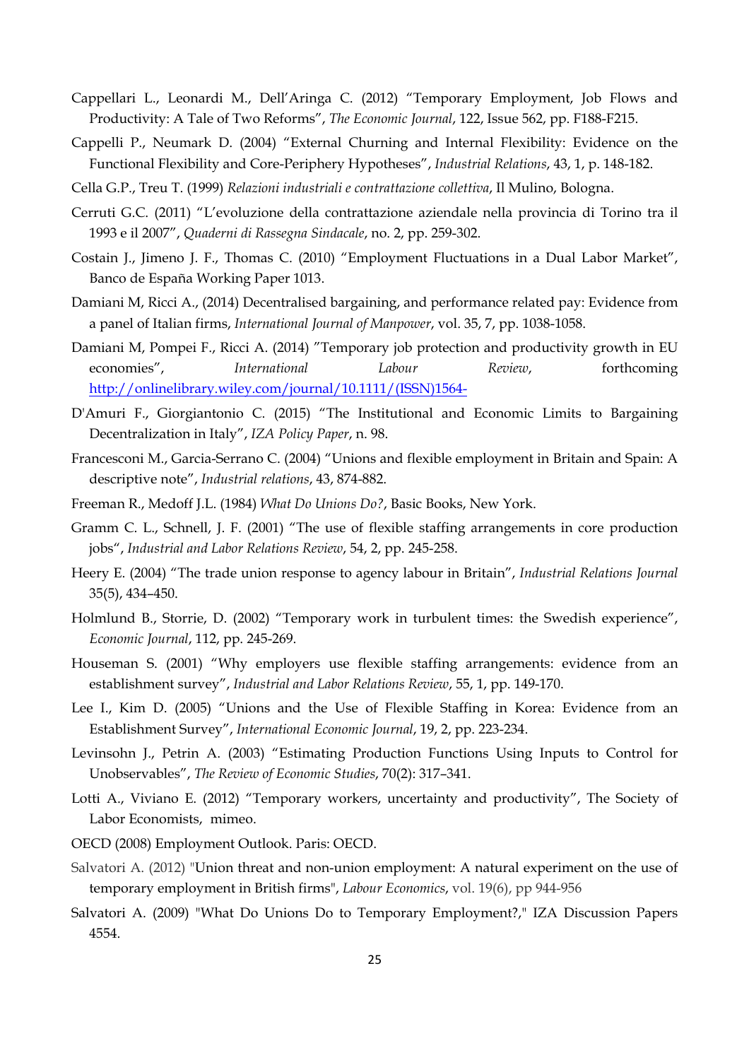Cappellari L., Leonardi M., Dell'Aringa C. (2012) "Temporary Employment, Job Flows and Productivity: A Tale of Two Reforms", *The Economic Journal*, 122, Issue 562, pp. F188-F215.

Cappelli P., Neumark D. (2004) "External Churning and Internal Flexibility: Evidence on the Functional Flexibility and Core-Periphery Hypotheses", *Industrial Relations*, 43, 1, p. 148-182.

Cella G.P., Treu T. (1999) *Relazioni industriali e contrattazione collettiva*, Il Mulino, Bologna.

Cerruti G.C. (2011) "L'evoluzione della contrattazione aziendale nella provincia di Torino tra il 1993 e il 2007", *Quaderni di Rassegna Sindacale*, no. 2, pp. 259-302.

Costain J., Jimeno J. F., Thomas C. (2010) "Employment Fluctuations in a Dual Labor Market", Banco de España Working Paper 1013.

Damiani M, Ricci A., (2014) Decentralised bargaining, and performance related pay: Evidence from a panel of Italian firms, *International Journal of Manpower*, vol. 35, 7, pp. 1038-1058.

Damiani M, Pompei F., Ricci A. (2014) "Temporary job protection and productivity growth in EU economies", *International Labour Review*, forthcoming http://onlinelibrary.wiley.com/journal/10.1111/(ISSN)1564-

D'Amuri F., Giorgiantonio C. (2015) "The Institutional and Economic Limits to Bargaining Decentralization in Italy", *IZA Policy Paper*, n. 98.

Francesconi M., Garcia-Serrano C. (2004) "Unions and flexible employment in Britain and Spain: A descriptive note", *Industrial relations*, 43, 874-882.

Freeman R., Medoff J.L. (1984) *What Do Unions Do?*, Basic Books, New York.

Gramm C. L., Schnell, J. F. (2001) "The use of flexible staffing arrangements in core production jobs", *Industrial and Labor Relations Review*, 54, 2, pp. 245-258.

Heery E. (2004) "The trade union response to agency labour in Britain", *Industrial Relations Journal* 35(5), 434–450.

Holmlund B., Storrie, D. (2002) "Temporary work in turbulent times: the Swedish experience", *Economic Journal*, 112, pp. 245-269.

Houseman S. (2001) "Why employers use flexible staffing arrangements: evidence from an establishment survey", *Industrial and Labor Relations Review*, 55, 1, pp. 149-170.

Lee I., Kim D. (2005) "Unions and the Use of Flexible Staffing in Korea: Evidence from an Establishment Survey", *International Economic Journal*, 19, 2, pp. 223-234.

Levinsohn J., Petrin A. (2003) "Estimating Production Functions Using Inputs to Control for Unobservables", *The Review of Economic Studies*, 70(2): 317–341.

Lotti A., Viviano E. (2012) "Temporary workers, uncertainty and productivity", The Society of Labor Economists, mimeo.

OECD (2008) Employment Outlook. Paris: OECD.

Salvatori A. (2012) "Union threat and non-union employment: A natural experiment on the use of temporary employment in British firms", *Labour Economics*, vol. 19(6), pp 944-956

Salvatori A. (2009) "What Do Unions Do to Temporary Employment?," IZA Discussion Papers 4554.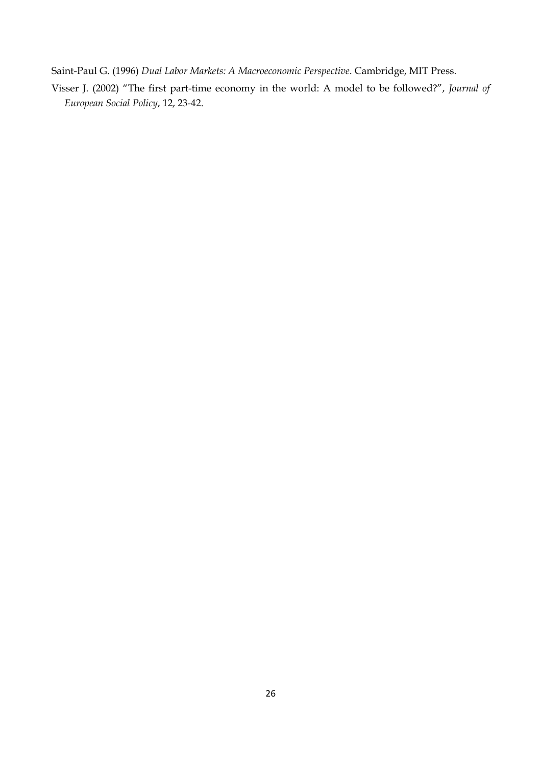Saint-Paul G. (1996) *Dual Labor Markets: A Macroeconomic Perspective*. Cambridge, MIT Press.

Visser J. (2002) "The first part-time economy in the world: A model to be followed?", *Journal of European Social Policy*, 12, 23-42.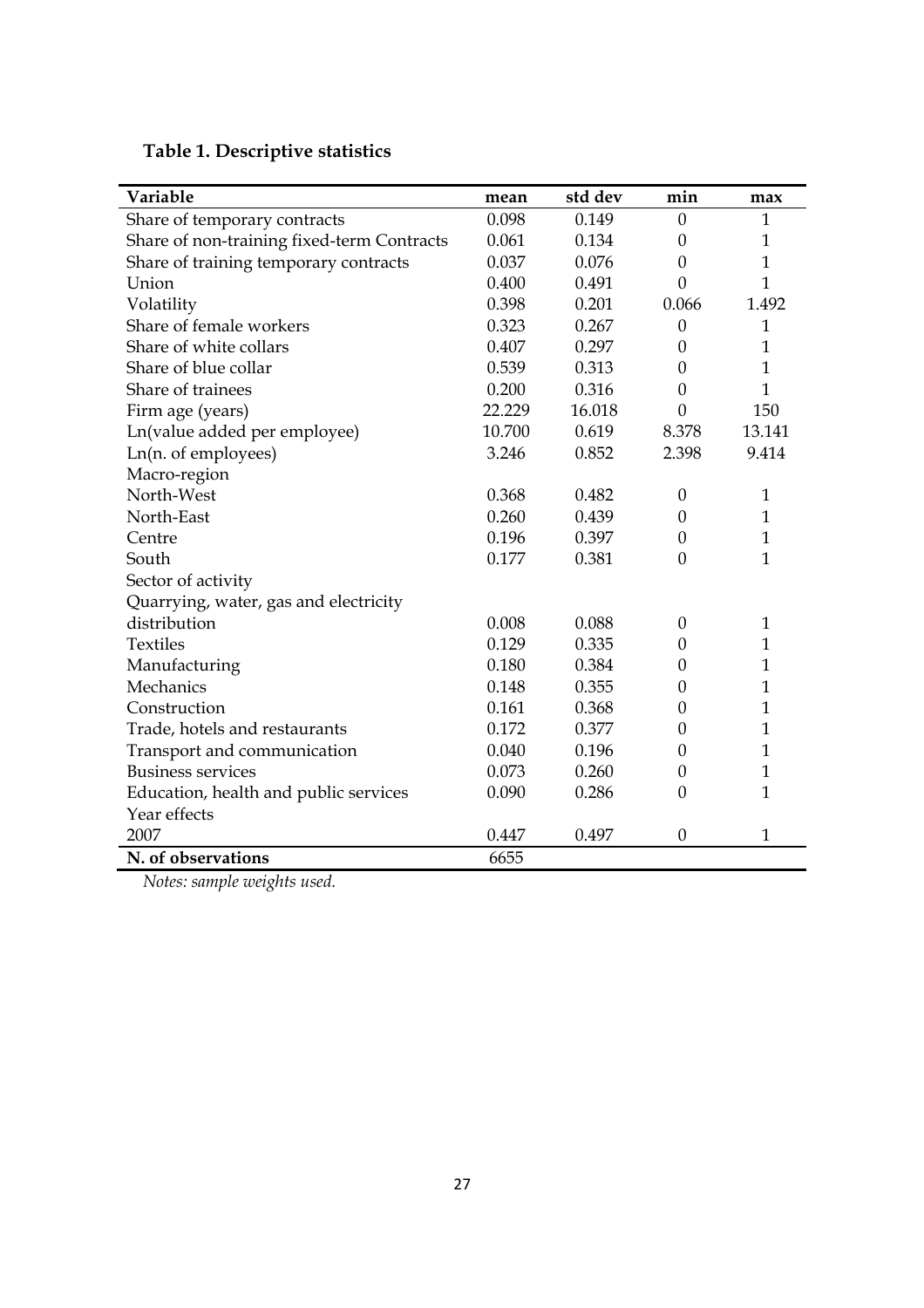**Table 1. Descriptive statistics**

| Variable | mean | std dev | min | max |
|---|---|---|---|---|
| Share of temporary contracts | 0.098 | 0.149 | 0 | 1 |
| Share of non-training fixed-term Contracts | 0.061 | 0.134 | 0 | 1 |
| Share of training temporary contracts | 0.037 | 0.076 | 0 | 1 |
| Union | 0.400 | 0.491 | 0 | 1 |
| Volatility | 0.398 | 0.201 | 0.066 | 1.492 |
| Share of female workers | 0.323 | 0.267 | 0 | 1 |
| Share of white collars | 0.407 | 0.297 | 0 | 1 |
| Share of blue collar | 0.539 | 0.313 | 0 | 1 |
| Share of trainees | 0.200 | 0.316 | 0 | 1 |
| Firm age (years) | 22.229 | 16.018 | 0 | 150 |
| Ln(value added per employee) | 10.700 | 0.619 | 8.378 | 13.141 |
| Ln(n. of employees) | 3.246 | 0.852 | 2.398 | 9.414 |
| Macro-region | | | | |
| North-West | 0.368 | 0.482 | 0 | 1 |
| North-East | 0.260 | 0.439 | 0 | 1 |
| Centre | 0.196 | 0.397 | 0 | 1 |
| South | 0.177 | 0.381 | 0 | 1 |
| Sector of activity | | | | |
| Quarrying, water, gas and electricity distribution | 0.008 | 0.088 | 0 | 1 |
| Textiles | 0.129 | 0.335 | 0 | 1 |
| Manufacturing | 0.180 | 0.384 | 0 | 1 |
| Mechanics | 0.148 | 0.355 | 0 | 1 |
| Construction | 0.161 | 0.368 | 0 | 1 |
| Trade, hotels and restaurants | 0.172 | 0.377 | 0 | 1 |
| Transport and communication | 0.040 | 0.196 | 0 | 1 |
| Business services | 0.073 | 0.260 | 0 | 1 |
| Education, health and public services | 0.090 | 0.286 | 0 | 1 |
| Year effects | | | | |
| 2007 | 0.447 | 0.497 | 0 | 1 |
| **N. of observations** | 6655 | | | |

*Notes: sample weights used.*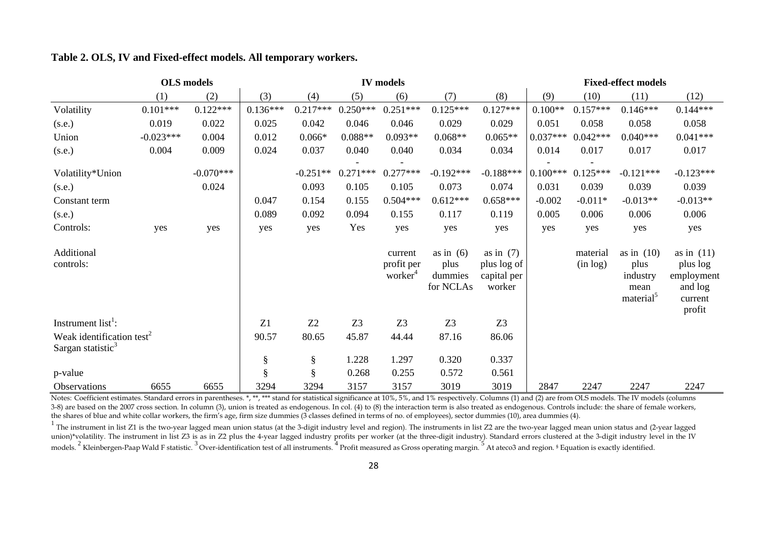**Table 2. OLS, IV and Fixed-effect models. All temporary workers.**

| | OLS models | | IV models | | | | | | Fixed-effect models | | | |
|---|---|---|---|---|---|---|---|---|---|---|---|---|
| | (1) | (2) | (3) | (4) | (5) | (6) | (7) | (8) | (9) | (10) | (11) | (12) |
| Volatility | 0.101*** | 0.122*** | 0.136*** | 0.217*** | 0.250*** | 0.251*** | 0.125*** | 0.127*** | 0.100** | 0.157*** | 0.146*** | 0.144*** |
| (s.e.) | 0.019 | 0.022 | 0.025 | 0.042 | 0.046 | 0.046 | 0.029 | 0.029 | 0.051 | 0.058 | 0.058 | 0.058 |
| Union | -0.023*** | 0.004 | 0.012 | 0.066* | 0.088** | 0.093** | 0.068** | 0.065** | 0.037*** | 0.042*** | 0.040*** | 0.041*** |
| (s.e.) | 0.004 | 0.009 | 0.024 | 0.037 | 0.040 | 0.040 | 0.034 | 0.034 | 0.014 | 0.017 | 0.017 | 0.017 |
| Volatility*Union | | -0.070*** | | -0.251** | -0.271*** | -0.277*** | -0.192*** | -0.188*** | -0.100*** | -0.125*** | -0.121*** | -0.123*** |
| (s.e.) | | 0.024 | | 0.093 | 0.105 | 0.105 | 0.073 | 0.074 | 0.031 | 0.039 | 0.039 | 0.039 |
| Constant term | | | 0.047 | 0.154 | 0.155 | 0.504*** | 0.612*** | 0.658*** | -0.002 | -0.011* | -0.013** | -0.013** |
| (s.e.) | | | 0.089 | 0.092 | 0.094 | 0.155 | 0.117 | 0.119 | 0.005 | 0.006 | 0.006 | 0.006 |
| Controls: | yes | yes | yes | yes | Yes | yes | yes | yes | yes | yes | yes | yes |
| Additional controls: | | | | | | current profit per worker[4] | as in (6) plus dummies for NCLAs | as in (7) plus log of capital per worker | | material (in log) | as in (10) plus industry mean material[5] | as in (11) plus log employment and log current profit |
| Instrument list[1]: | | | Z1 | Z2 | Z3 | Z3 | Z3 | Z3 | | | | |
| Weak identification test[2] | | | 90.57 | 80.65 | 45.87 | 44.44 | 87.16 | 86.06 | | | | |
| Sargan statistic[3] | | | § | § | 1.228 | 1.297 | 0.320 | 0.337 | | | | |
| p-value | | | § | § | 0.268 | 0.255 | 0.572 | 0.561 | | | | |
| Observations | 6655 | 6655 | 3294 | 3294 | 3157 | 3157 | 3019 | 3019 | 2847 | 2247 | 2247 | 2247 |

Notes: Coefficient estimates. Standard errors in parentheses. *, **, *** stand for statistical significance at 10%, 5%, and 1% respectively. Columns (1) and (2) are from OLS models. The IV models (columns 3-8) are based on the 2007 cross section. In column (3), union is treated as endogenous. In col. (4) to (8) the interaction term is also treated as endogenous. Controls include: the share of female workers, the shares of blue and white collar workers, the firm's age, firm size dummies (3 classes defined in terms of no. of employees), sector dummies (10), area dummies (4).

[1] The instrument in list Z1 is the two-year lagged mean union status (at the 3-digit industry level and region). The instruments in list Z2 are the two-year lagged mean union status and (2-year lagged union)*volatility. The instrument in list Z3 is as in Z2 plus the 4-year lagged industry profits per worker (at the three-digit industry). Standard errors clustered at the 3-digit industry level in the IV models. [2] Kleinbergen-Paap Wald F statistic. [3] Over-identification test of all instruments. [4] Profit measured as Gross operating margin. [5] At ateco3 and region. § Equation is exactly identified.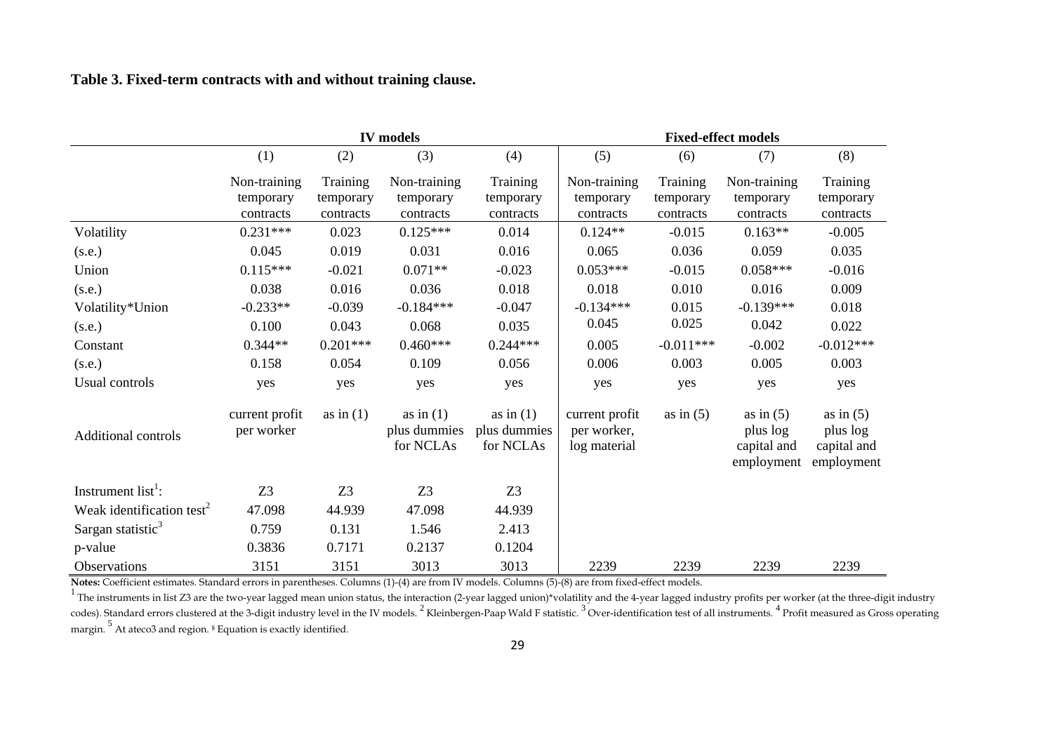**Table 3. Fixed-term contracts with and without training clause.**

| | IV models | | | | Fixed-effect models | | | |
|---|---|---|---|---|---|---|---|---|
| | (1) | (2) | (3) | (4) | (5) | (6) | (7) | (8) |
| | Non-training temporary contracts | Training temporary contracts | Non-training temporary contracts | Training temporary contracts | Non-training temporary contracts | Training temporary contracts | Non-training temporary contracts | Training temporary contracts |
| Volatility | 0.231*** | 0.023 | 0.125*** | 0.014 | 0.124** | -0.015 | 0.163** | -0.005 |
| (s.e.) | 0.045 | 0.019 | 0.031 | 0.016 | 0.065 | 0.036 | 0.059 | 0.035 |
| Union | 0.115*** | -0.021 | 0.071** | -0.023 | 0.053*** | -0.015 | 0.058*** | -0.016 |
| (s.e.) | 0.038 | 0.016 | 0.036 | 0.018 | 0.018 | 0.010 | 0.016 | 0.009 |
| Volatility*Union | -0.233** | -0.039 | -0.184*** | -0.047 | -0.134*** | 0.015 | -0.139*** | 0.018 |
| (s.e.) | 0.100 | 0.043 | 0.068 | 0.035 | 0.045 | 0.025 | 0.042 | 0.022 |
| Constant | 0.344** | 0.201*** | 0.460*** | 0.244*** | 0.005 | -0.011*** | -0.002 | -0.012*** |
| (s.e.) | 0.158 | 0.054 | 0.109 | 0.056 | 0.006 | 0.003 | 0.005 | 0.003 |
| Usual controls | yes | yes | yes | yes | yes | yes | yes | yes |
| Additional controls | current profit per worker | as in (1) | as in (1) plus dummies for NCLAs | as in (1) plus dummies for NCLAs | current profit per worker, log material | as in (5) | as in (5) plus log capital and employment | as in (5) plus log capital and employment |
| Instrument list[1]: | Z3 | Z3 | Z3 | Z3 | | | | |
| Weak identification test[2] | 47.098 | 44.939 | 47.098 | 44.939 | | | | |
| Sargan statistic[3] | 0.759 | 0.131 | 1.546 | 2.413 | | | | |
| p-value | 0.3836 | 0.7171 | 0.2137 | 0.1204 | | | | |
| Observations | 3151 | 3151 | 3013 | 3013 | 2239 | 2239 | 2239 | 2239 |

**Notes:** Coefficient estimates. Standard errors in parentheses. Columns (1)-(4) are from IV models. Columns (5)-(8) are from fixed-effect models.

[1] The instruments in list Z3 are the two-year lagged mean union status, the interaction (2-year lagged union)*volatility and the 4-year lagged industry profits per worker (at the three-digit industry codes). Standard errors clustered at the 3-digit industry level in the IV models. [2] Kleinbergen-Paap Wald F statistic. [3] Over-identification test of all instruments. [4] Profit measured as Gross operating margin. [5] At ateco3 and region. § Equation is exactly identified.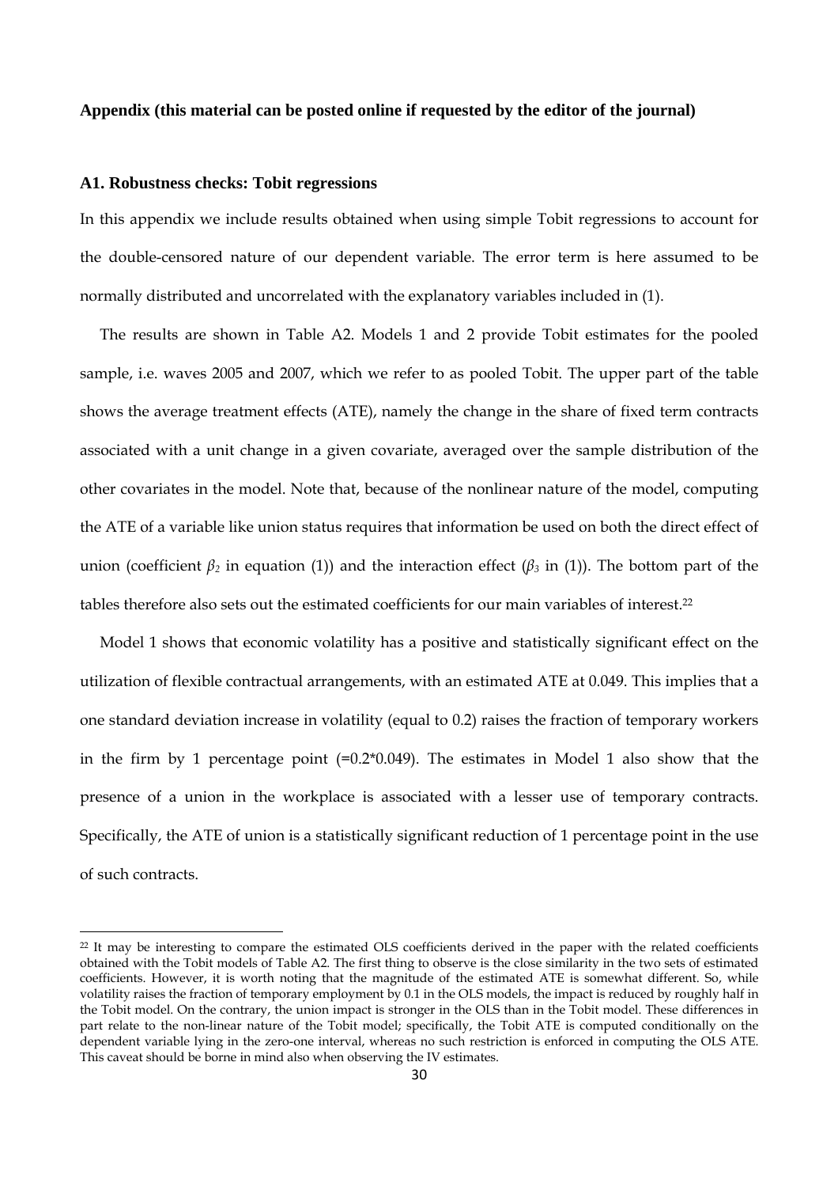**Appendix (this material can be posted online if requested by the editor of the journal)**

**A1. Robustness checks: Tobit regressions**

In this appendix we include results obtained when using simple Tobit regressions to account for the double-censored nature of our dependent variable. The error term is here assumed to be normally distributed and uncorrelated with the explanatory variables included in (1).

The results are shown in Table A2. Models 1 and 2 provide Tobit estimates for the pooled sample, i.e. waves 2005 and 2007, which we refer to as pooled Tobit. The upper part of the table shows the average treatment effects (ATE), namely the change in the share of fixed term contracts associated with a unit change in a given covariate, averaged over the sample distribution of the other covariates in the model. Note that, because of the nonlinear nature of the model, computing the ATE of a variable like union status requires that information be used on both the direct effect of union (coefficient $\beta_2$ in equation (1)) and the interaction effect ($\beta_3$ in (1)). The bottom part of the tables therefore also sets out the estimated coefficients for our main variables of interest.[22]

Model 1 shows that economic volatility has a positive and statistically significant effect on the utilization of flexible contractual arrangements, with an estimated ATE at 0.049. This implies that a one standard deviation increase in volatility (equal to 0.2) raises the fraction of temporary workers in the firm by 1 percentage point (=0.2*0.049). The estimates in Model 1 also show that the presence of a union in the workplace is associated with a lesser use of temporary contracts. Specifically, the ATE of union is a statistically significant reduction of 1 percentage point in the use of such contracts.

[22] It may be interesting to compare the estimated OLS coefficients derived in the paper with the related coefficients obtained with the Tobit models of Table A2. The first thing to observe is the close similarity in the two sets of estimated coefficients. However, it is worth noting that the magnitude of the estimated ATE is somewhat different. So, while volatility raises the fraction of temporary employment by 0.1 in the OLS models, the impact is reduced by roughly half in the Tobit model. On the contrary, the union impact is stronger in the OLS than in the Tobit model. These differences in part relate to the non-linear nature of the Tobit model; specifically, the Tobit ATE is computed conditionally on the dependent variable lying in the zero-one interval, whereas no such restriction is enforced in computing the OLS ATE. This caveat should be borne in mind also when observing the IV estimates.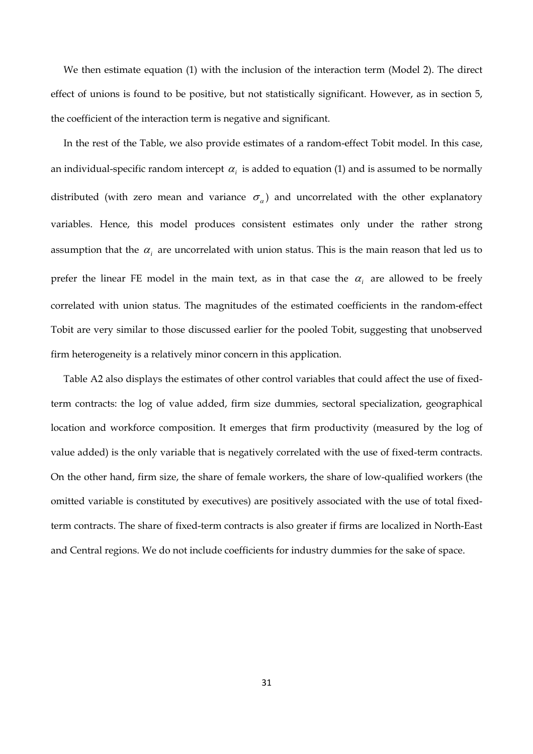We then estimate equation (1) with the inclusion of the interaction term (Model 2). The direct effect of unions is found to be positive, but not statistically significant. However, as in section 5, the coefficient of the interaction term is negative and significant.

In the rest of the Table, we also provide estimates of a random-effect Tobit model. In this case, an individual-specific random intercept $\alpha_i$ is added to equation (1) and is assumed to be normally distributed (with zero mean and variance $\sigma_\alpha$) and uncorrelated with the other explanatory variables. Hence, this model produces consistent estimates only under the rather strong assumption that the $\alpha_i$ are uncorrelated with union status. This is the main reason that led us to prefer the linear FE model in the main text, as in that case the $\alpha_i$ are allowed to be freely correlated with union status. The magnitudes of the estimated coefficients in the random-effect Tobit are very similar to those discussed earlier for the pooled Tobit, suggesting that unobserved firm heterogeneity is a relatively minor concern in this application.

Table A2 also displays the estimates of other control variables that could affect the use of fixed-term contracts: the log of value added, firm size dummies, sectoral specialization, geographical location and workforce composition. It emerges that firm productivity (measured by the log of value added) is the only variable that is negatively correlated with the use of fixed-term contracts. On the other hand, firm size, the share of female workers, the share of low-qualified workers (the omitted variable is constituted by executives) are positively associated with the use of total fixed-term contracts. The share of fixed-term contracts is also greater if firms are localized in North-East and Central regions. We do not include coefficients for industry dummies for the sake of space.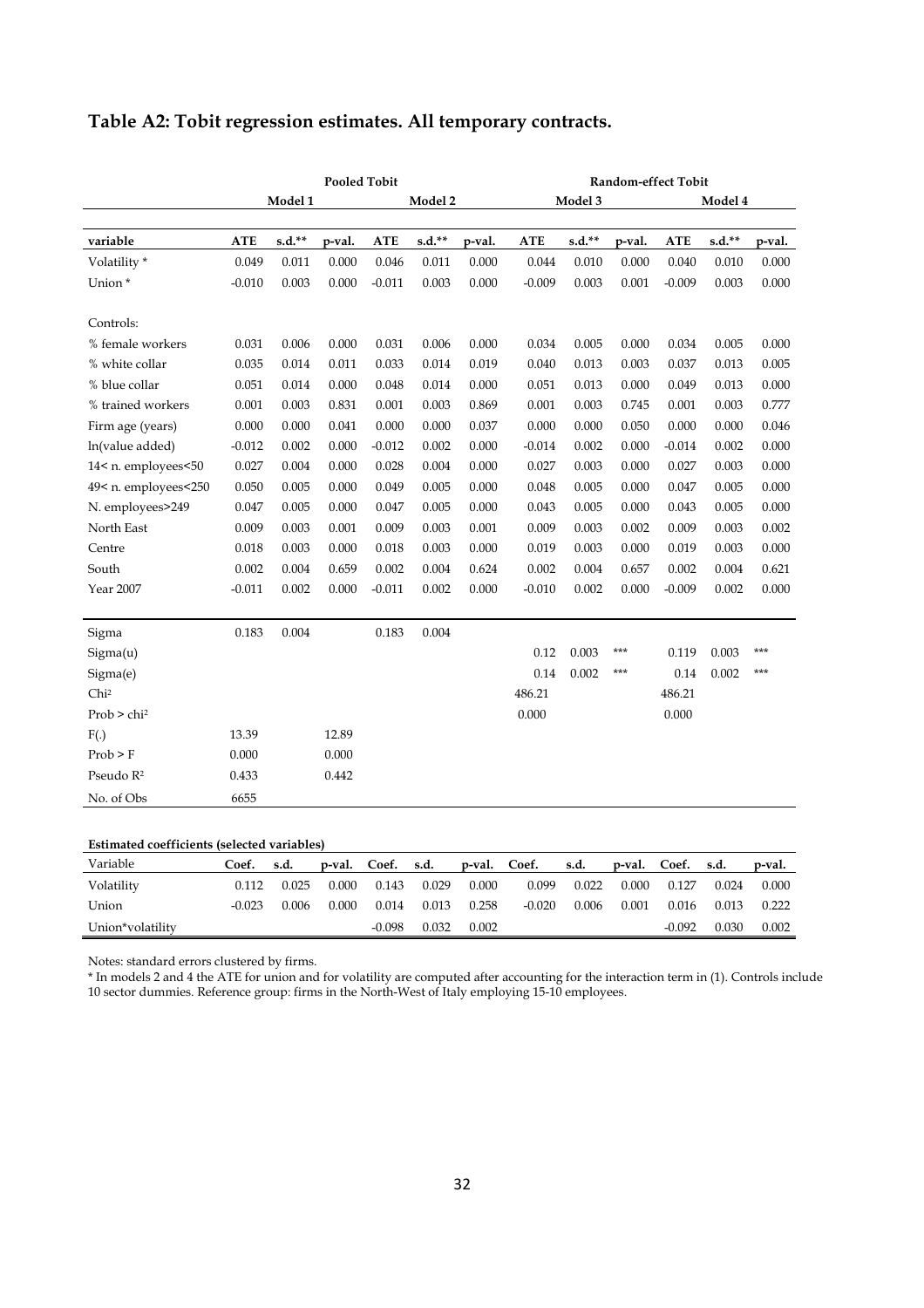## Table A2: Tobit regression estimates. All temporary contracts.

| | Pooled Tobit | | | | | | Random-effect Tobit | | | | | |
|---|---|---|---|---|---|---|---|---|---|---|---|---|
| | Model 1 | | | Model 2 | | | Model 3 | | | Model 4 | | |
| variable | ATE | s.d.** | p-val. | ATE | s.d.** | p-val. | ATE | s.d.** | p-val. | ATE | s.d.** | p-val. |
| Volatility * | 0.049 | 0.011 | 0.000 | 0.046 | 0.011 | 0.000 | 0.044 | 0.010 | 0.000 | 0.040 | 0.010 | 0.000 |
| Union * | -0.010 | 0.003 | 0.000 | -0.011 | 0.003 | 0.000 | -0.009 | 0.003 | 0.001 | -0.009 | 0.003 | 0.000 |
| Controls: | | | | | | | | | | | | |
| % female workers | 0.031 | 0.006 | 0.000 | 0.031 | 0.006 | 0.000 | 0.034 | 0.005 | 0.000 | 0.034 | 0.005 | 0.000 |
| % white collar | 0.035 | 0.014 | 0.011 | 0.033 | 0.014 | 0.019 | 0.040 | 0.013 | 0.003 | 0.037 | 0.013 | 0.005 |
| % blue collar | 0.051 | 0.014 | 0.000 | 0.048 | 0.014 | 0.000 | 0.051 | 0.013 | 0.000 | 0.049 | 0.013 | 0.000 |
| % trained workers | 0.001 | 0.003 | 0.831 | 0.001 | 0.003 | 0.869 | 0.001 | 0.003 | 0.745 | 0.001 | 0.003 | 0.777 |
| Firm age (years) | 0.000 | 0.000 | 0.041 | 0.000 | 0.000 | 0.037 | 0.000 | 0.000 | 0.050 | 0.000 | 0.000 | 0.046 |
| ln(value added) | -0.012 | 0.002 | 0.000 | -0.012 | 0.002 | 0.000 | -0.014 | 0.002 | 0.000 | -0.014 | 0.002 | 0.000 |
| 14< n. employees<50 | 0.027 | 0.004 | 0.000 | 0.028 | 0.004 | 0.000 | 0.027 | 0.003 | 0.000 | 0.027 | 0.003 | 0.000 |
| 49< n. employees<250 | 0.050 | 0.005 | 0.000 | 0.049 | 0.005 | 0.000 | 0.048 | 0.005 | 0.000 | 0.047 | 0.005 | 0.000 |
| N. employees>249 | 0.047 | 0.005 | 0.000 | 0.047 | 0.005 | 0.000 | 0.043 | 0.005 | 0.000 | 0.043 | 0.005 | 0.000 |
| North East | 0.009 | 0.003 | 0.001 | 0.009 | 0.003 | 0.001 | 0.009 | 0.003 | 0.002 | 0.009 | 0.003 | 0.002 |
| Centre | 0.018 | 0.003 | 0.000 | 0.018 | 0.003 | 0.000 | 0.019 | 0.003 | 0.000 | 0.019 | 0.003 | 0.000 |
| South | 0.002 | 0.004 | 0.659 | 0.002 | 0.004 | 0.624 | 0.002 | 0.004 | 0.657 | 0.002 | 0.004 | 0.621 |
| Year 2007 | -0.011 | 0.002 | 0.000 | -0.011 | 0.002 | 0.000 | -0.010 | 0.002 | 0.000 | -0.009 | 0.002 | 0.000 |
| Sigma | 0.183 | 0.004 | | 0.183 | 0.004 | | | | | | | |
| Sigma(u) | | | | | | | 0.12 | 0.003 | *** | 0.119 | 0.003 | *** |
| Sigma(e) | | | | | | | 0.14 | 0.002 | *** | 0.14 | 0.002 | *** |
| $Chi^2$ | | | | | | | 486.21 | | | 486.21 | | |
| Prob > $chi^2$ | | | | | | | 0.000 | | | 0.000 | | |
| F(.) | 13.39 | | | 12.89 | | | | | | | | |
| Prob > F | 0.000 | | | 0.000 | | | | | | | | |
| Pseudo $R^2$ | 0.433 | | | 0.442 | | | | | | | | |
| No. of Obs | 6655 | | | | | | | | | | | |

**Estimated coefficients (selected variables)**

| Variable | Coef. | s.d. | p-val. | Coef. | s.d. | p-val. | Coef. | s.d. | p-val. | Coef. | s.d. | p-val. |
|---|---|---|---|---|---|---|---|---|---|---|---|---|
| Volatility | 0.112 | 0.025 | 0.000 | 0.143 | 0.029 | 0.000 | 0.099 | 0.022 | 0.000 | 0.127 | 0.024 | 0.000 |
| Union | -0.023 | 0.006 | 0.000 | 0.014 | 0.013 | 0.258 | -0.020 | 0.006 | 0.001 | 0.016 | 0.013 | 0.222 |
| Union*volatility | | | | -0.098 | 0.032 | 0.002 | | | | -0.092 | 0.030 | 0.002 |

Notes: standard errors clustered by firms.

* In models 2 and 4 the ATE for union and for volatility are computed after accounting for the interaction term in (1). Controls include 10 sector dummies. Reference group: firms in the North-West of Italy employing 15-10 employees.